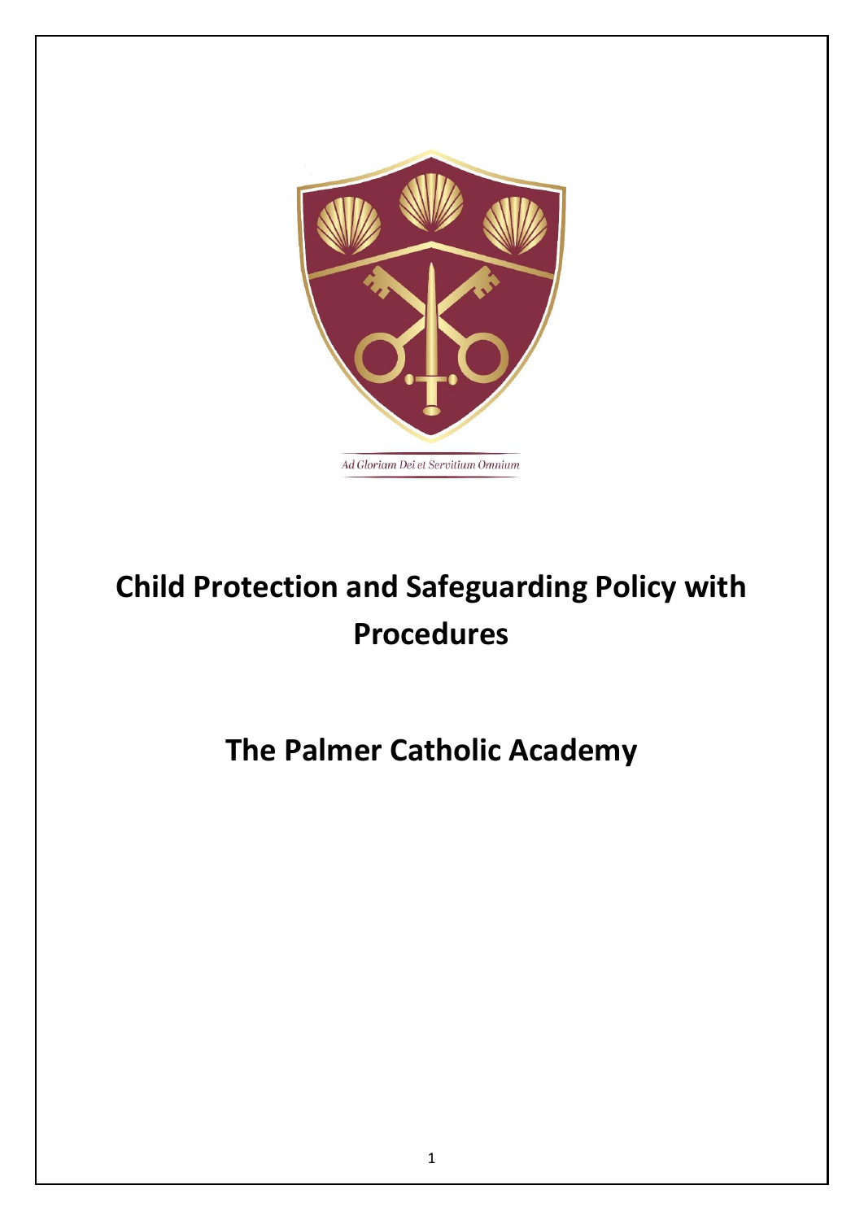Ad Gloriam Dei et Servitium Omnium

# Child Protection and Safeguarding Policy with Procedures

# The Palmer Catholic Academy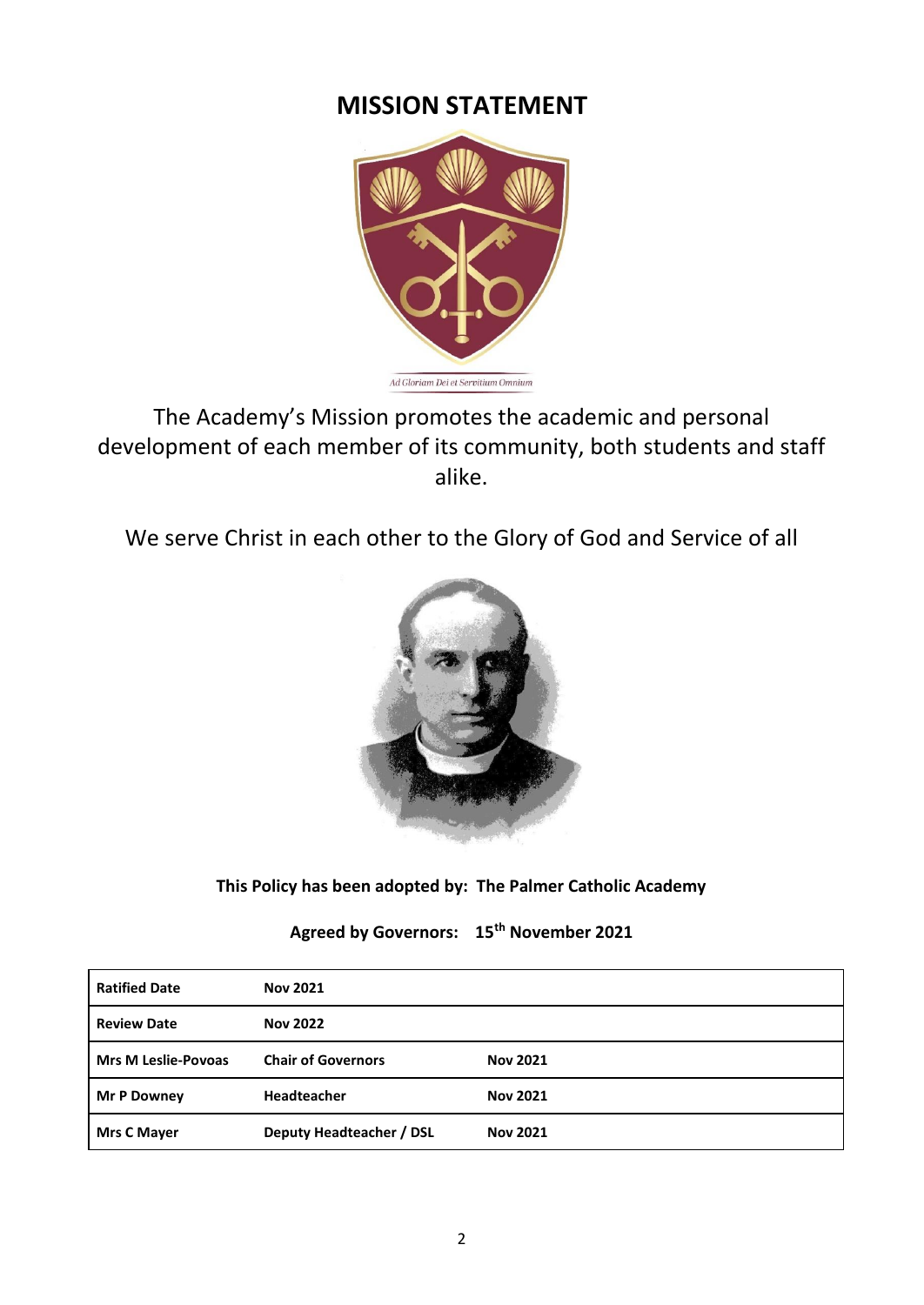# MISSION STATEMENT

Ad Gloriam Dei et Servitium Omnium

The Academy's Mission promotes the academic and personal development of each member of its community, both students and staff alike.

We serve Christ in each other to the Glory of God and Service of all

**This Policy has been adopted by: The Palmer Catholic Academy**

**Agreed by Governors: 15th November 2021**

| | | |
|---|---|---|
| **Ratified Date** | **Nov 2021** | |
| **Review Date** | **Nov 2022** | |
| **Mrs M Leslie-Povoas** | **Chair of Governors** | **Nov 2021** |
| **Mr P Downey** | **Headteacher** | **Nov 2021** |
| **Mrs C Mayer** | **Deputy Headteacher / DSL** | **Nov 2021** |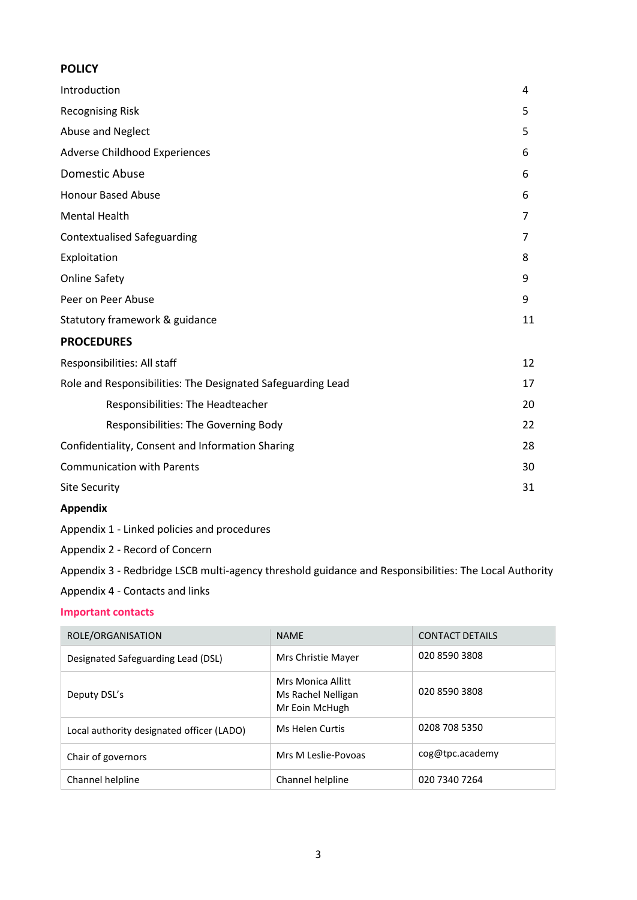**POLICY**

| | |
|---|---|
| Introduction | 4 |
| Recognising Risk | 5 |
| Abuse and Neglect | 5 |
| Adverse Childhood Experiences | 6 |
| Domestic Abuse | 6 |
| Honour Based Abuse | 6 |
| Mental Health | 7 |
| Contextualised Safeguarding | 7 |
| Exploitation | 8 |
| Online Safety | 9 |
| Peer on Peer Abuse | 9 |
| Statutory framework & guidance | 11 |

**PROCEDURES**

| | |
|---|---|
| Responsibilities: All staff | 12 |
| Role and Responsibilities: The Designated Safeguarding Lead | 17 |
| Responsibilities: The Headteacher | 20 |
| Responsibilities: The Governing Body | 22 |
| Confidentiality, Consent and Information Sharing | 28 |
| Communication with Parents | 30 |
| Site Security | 31 |

**Appendix**

Appendix 1 - Linked policies and procedures

Appendix 2 - Record of Concern

Appendix 3 - Redbridge LSCB multi-agency threshold guidance and Responsibilities: The Local Authority

Appendix 4 - Contacts and links

**Important contacts**

| ROLE/ORGANISATION | NAME | CONTACT DETAILS |
|---|---|---|
| Designated Safeguarding Lead (DSL) | Mrs Christie Mayer | 020 8590 3808 |
| Deputy DSL's | Mrs Monica Allitt<br>Ms Rachel Nelligan<br>Mr Eoin McHugh | 020 8590 3808 |
| Local authority designated officer (LADO) | Ms Helen Curtis | 0208 708 5350 |
| Chair of governors | Mrs M Leslie-Povoas | cog@tpc.academy |
| Channel helpline | Channel helpline | 020 7340 7264 |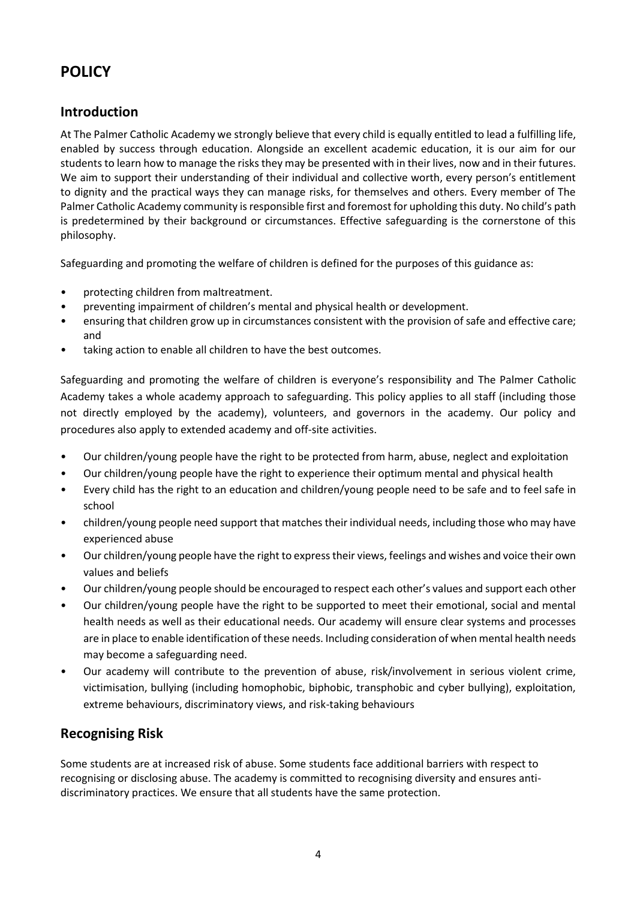# POLICY

## Introduction

At The Palmer Catholic Academy we strongly believe that every child is equally entitled to lead a fulfilling life, enabled by success through education. Alongside an excellent academic education, it is our aim for our students to learn how to manage the risks they may be presented with in their lives, now and in their futures. We aim to support their understanding of their individual and collective worth, every person's entitlement to dignity and the practical ways they can manage risks, for themselves and others. Every member of The Palmer Catholic Academy community is responsible first and foremost for upholding this duty. No child's path is predetermined by their background or circumstances. Effective safeguarding is the cornerstone of this philosophy.

Safeguarding and promoting the welfare of children is defined for the purposes of this guidance as:

- protecting children from maltreatment.
- preventing impairment of children's mental and physical health or development.
- ensuring that children grow up in circumstances consistent with the provision of safe and effective care; and
- taking action to enable all children to have the best outcomes.

Safeguarding and promoting the welfare of children is everyone's responsibility and The Palmer Catholic Academy takes a whole academy approach to safeguarding. This policy applies to all staff (including those not directly employed by the academy), volunteers, and governors in the academy. Our policy and procedures also apply to extended academy and off-site activities.

- Our children/young people have the right to be protected from harm, abuse, neglect and exploitation
- Our children/young people have the right to experience their optimum mental and physical health
- Every child has the right to an education and children/young people need to be safe and to feel safe in school
- children/young people need support that matches their individual needs, including those who may have experienced abuse
- Our children/young people have the right to express their views, feelings and wishes and voice their own values and beliefs
- Our children/young people should be encouraged to respect each other's values and support each other
- Our children/young people have the right to be supported to meet their emotional, social and mental health needs as well as their educational needs. Our academy will ensure clear systems and processes are in place to enable identification of these needs. Including consideration of when mental health needs may become a safeguarding need.
- Our academy will contribute to the prevention of abuse, risk/involvement in serious violent crime, victimisation, bullying (including homophobic, biphobic, transphobic and cyber bullying), exploitation, extreme behaviours, discriminatory views, and risk-taking behaviours

## Recognising Risk

Some students are at increased risk of abuse. Some students face additional barriers with respect to recognising or disclosing abuse. The academy is committed to recognising diversity and ensures anti-discriminatory practices. We ensure that all students have the same protection.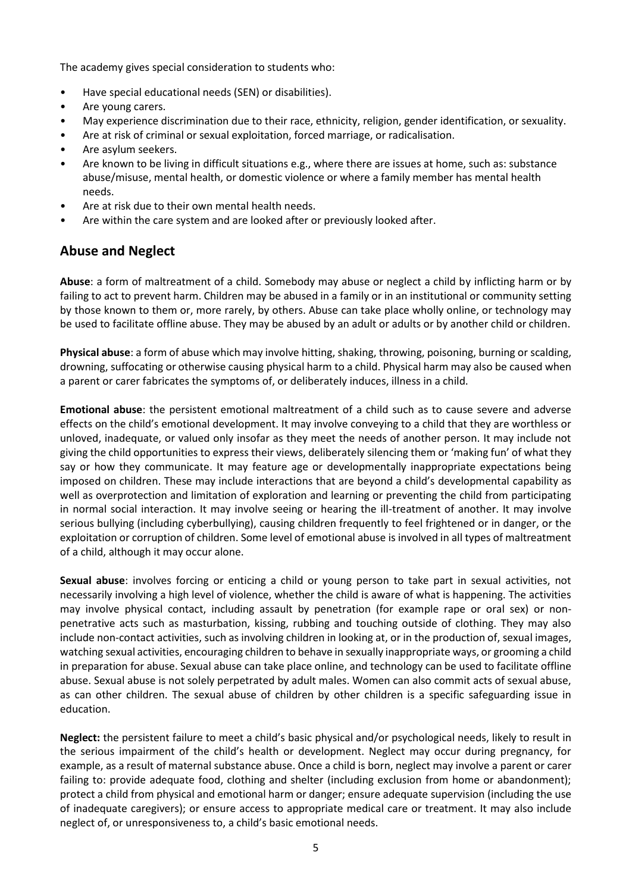The academy gives special consideration to students who:

- Have special educational needs (SEN) or disabilities).
- Are young carers.
- May experience discrimination due to their race, ethnicity, religion, gender identification, or sexuality.
- Are at risk of criminal or sexual exploitation, forced marriage, or radicalisation.
- Are asylum seekers.
- Are known to be living in difficult situations e.g., where there are issues at home, such as: substance abuse/misuse, mental health, or domestic violence or where a family member has mental health needs.
- Are at risk due to their own mental health needs.
- Are within the care system and are looked after or previously looked after.

## Abuse and Neglect

**Abuse**: a form of maltreatment of a child. Somebody may abuse or neglect a child by inflicting harm or by failing to act to prevent harm. Children may be abused in a family or in an institutional or community setting by those known to them or, more rarely, by others. Abuse can take place wholly online, or technology may be used to facilitate offline abuse. They may be abused by an adult or adults or by another child or children.

**Physical abuse**: a form of abuse which may involve hitting, shaking, throwing, poisoning, burning or scalding, drowning, suffocating or otherwise causing physical harm to a child. Physical harm may also be caused when a parent or carer fabricates the symptoms of, or deliberately induces, illness in a child.

**Emotional abuse**: the persistent emotional maltreatment of a child such as to cause severe and adverse effects on the child's emotional development. It may involve conveying to a child that they are worthless or unloved, inadequate, or valued only insofar as they meet the needs of another person. It may include not giving the child opportunities to express their views, deliberately silencing them or 'making fun' of what they say or how they communicate. It may feature age or developmentally inappropriate expectations being imposed on children. These may include interactions that are beyond a child's developmental capability as well as overprotection and limitation of exploration and learning or preventing the child from participating in normal social interaction. It may involve seeing or hearing the ill-treatment of another. It may involve serious bullying (including cyberbullying), causing children frequently to feel frightened or in danger, or the exploitation or corruption of children. Some level of emotional abuse is involved in all types of maltreatment of a child, although it may occur alone.

**Sexual abuse**: involves forcing or enticing a child or young person to take part in sexual activities, not necessarily involving a high level of violence, whether the child is aware of what is happening. The activities may involve physical contact, including assault by penetration (for example rape or oral sex) or non-penetrative acts such as masturbation, kissing, rubbing and touching outside of clothing. They may also include non-contact activities, such as involving children in looking at, or in the production of, sexual images, watching sexual activities, encouraging children to behave in sexually inappropriate ways, or grooming a child in preparation for abuse. Sexual abuse can take place online, and technology can be used to facilitate offline abuse. Sexual abuse is not solely perpetrated by adult males. Women can also commit acts of sexual abuse, as can other children. The sexual abuse of children by other children is a specific safeguarding issue in education.

**Neglect:** the persistent failure to meet a child's basic physical and/or psychological needs, likely to result in the serious impairment of the child's health or development. Neglect may occur during pregnancy, for example, as a result of maternal substance abuse. Once a child is born, neglect may involve a parent or carer failing to: provide adequate food, clothing and shelter (including exclusion from home or abandonment); protect a child from physical and emotional harm or danger; ensure adequate supervision (including the use of inadequate caregivers); or ensure access to appropriate medical care or treatment. It may also include neglect of, or unresponsiveness to, a child's basic emotional needs.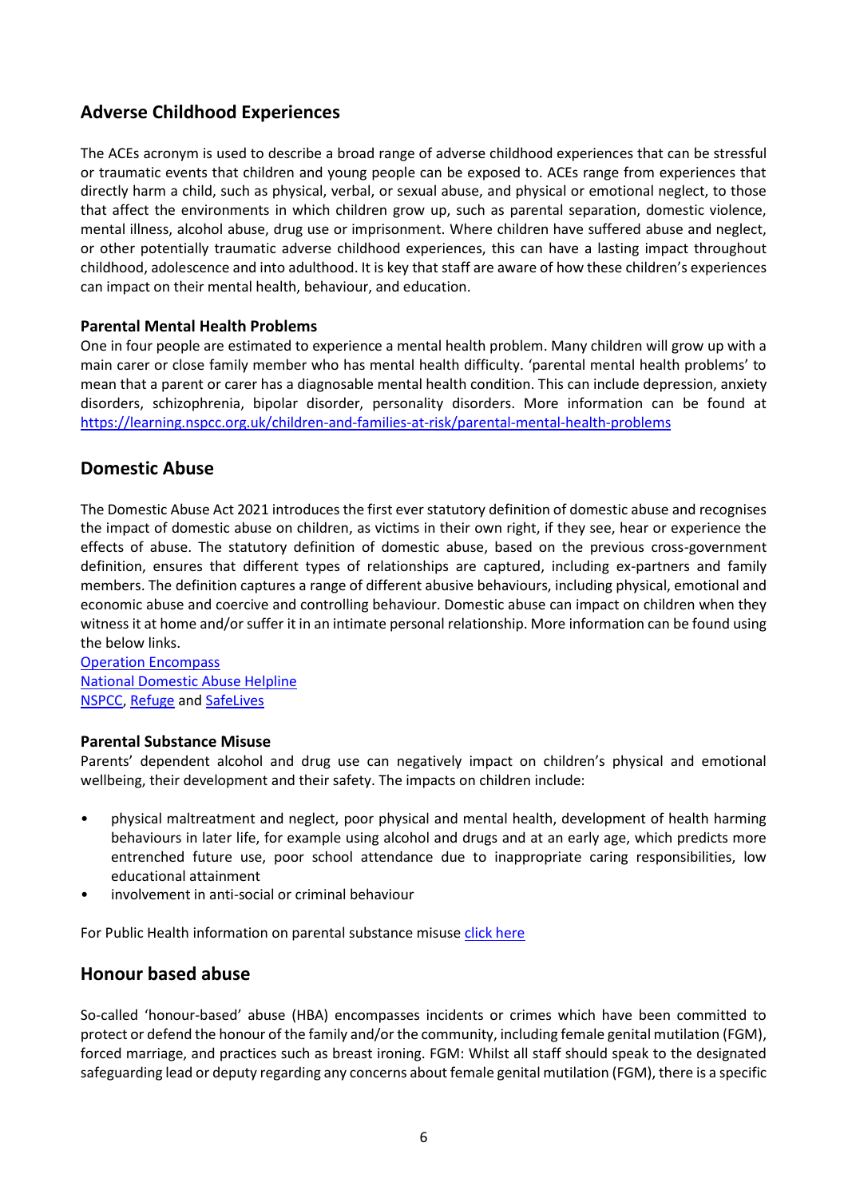## Adverse Childhood Experiences

The ACEs acronym is used to describe a broad range of adverse childhood experiences that can be stressful or traumatic events that children and young people can be exposed to. ACEs range from experiences that directly harm a child, such as physical, verbal, or sexual abuse, and physical or emotional neglect, to those that affect the environments in which children grow up, such as parental separation, domestic violence, mental illness, alcohol abuse, drug use or imprisonment. Where children have suffered abuse and neglect, or other potentially traumatic adverse childhood experiences, this can have a lasting impact throughout childhood, adolescence and into adulthood. It is key that staff are aware of how these children's experiences can impact on their mental health, behaviour, and education.

### Parental Mental Health Problems

One in four people are estimated to experience a mental health problem. Many children will grow up with a main carer or close family member who has mental health difficulty. 'parental mental health problems' to mean that a parent or carer has a diagnosable mental health condition. This can include depression, anxiety disorders, schizophrenia, bipolar disorder, personality disorders. More information can be found at [https://learning.nspcc.org.uk/children-and-families-at-risk/parental-mental-health-problems](https://learning.nspcc.org.uk/children-and-families-at-risk/parental-mental-health-problems)

## Domestic Abuse

The Domestic Abuse Act 2021 introduces the first ever statutory definition of domestic abuse and recognises the impact of domestic abuse on children, as victims in their own right, if they see, hear or experience the effects of abuse. The statutory definition of domestic abuse, based on the previous cross-government definition, ensures that different types of relationships are captured, including ex-partners and family members. The definition captures a range of different abusive behaviours, including physical, emotional and economic abuse and coercive and controlling behaviour. Domestic abuse can impact on children when they witness it at home and/or suffer it in an intimate personal relationship. More information can be found using the below links.

Operation Encompass
National Domestic Abuse Helpline
NSPCC, Refuge and SafeLives

### Parental Substance Misuse

Parents' dependent alcohol and drug use can negatively impact on children's physical and emotional wellbeing, their development and their safety. The impacts on children include:

- physical maltreatment and neglect, poor physical and mental health, development of health harming behaviours in later life, for example using alcohol and drugs and at an early age, which predicts more entrenched future use, poor school attendance due to inappropriate caring responsibilities, low educational attainment
- involvement in anti-social or criminal behaviour

For Public Health information on parental substance misuse click here

## Honour based abuse

So-called 'honour-based' abuse (HBA) encompasses incidents or crimes which have been committed to protect or defend the honour of the family and/or the community, including female genital mutilation (FGM), forced marriage, and practices such as breast ironing. FGM: Whilst all staff should speak to the designated safeguarding lead or deputy regarding any concerns about female genital mutilation (FGM), there is a specific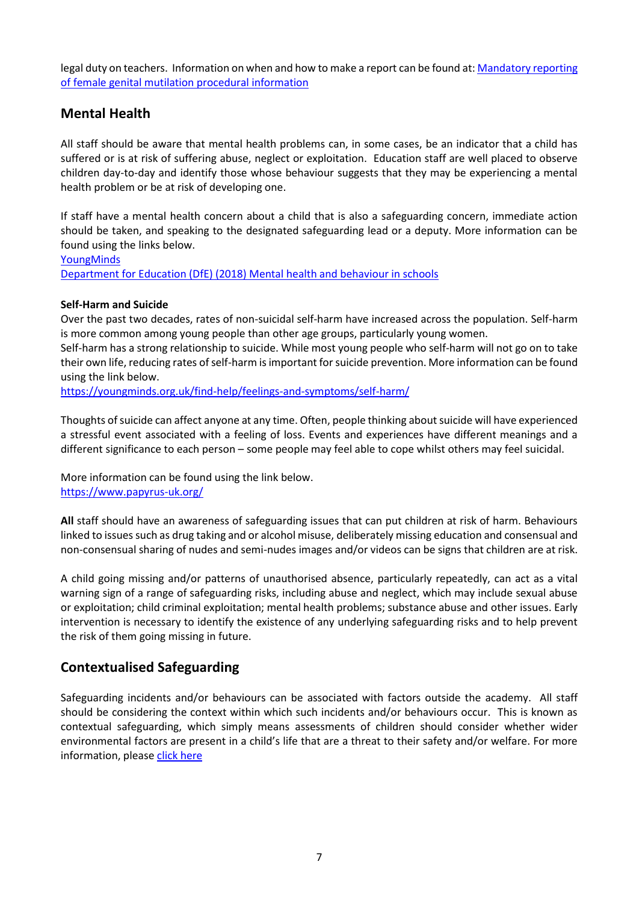legal duty on teachers. Information on when and how to make a report can be found at: [Mandatory reporting of female genital mutilation procedural information]()

## Mental Health

All staff should be aware that mental health problems can, in some cases, be an indicator that a child has suffered or is at risk of suffering abuse, neglect or exploitation. Education staff are well placed to observe children day-to-day and identify those whose behaviour suggests that they may be experiencing a mental health problem or be at risk of developing one.

If staff have a mental health concern about a child that is also a safeguarding concern, immediate action should be taken, and speaking to the designated safeguarding lead or a deputy. More information can be found using the links below.
[YoungMinds]()
[Department for Education (DfE) (2018) Mental health and behaviour in schools]()

**Self-Harm and Suicide**
Over the past two decades, rates of non-suicidal self-harm have increased across the population. Self-harm is more common among young people than other age groups, particularly young women.
Self-harm has a strong relationship to suicide. While most young people who self-harm will not go on to take their own life, reducing rates of self-harm is important for suicide prevention. More information can be found using the link below.
https://youngminds.org.uk/find-help/feelings-and-symptoms/self-harm/

Thoughts of suicide can affect anyone at any time. Often, people thinking about suicide will have experienced a stressful event associated with a feeling of loss. Events and experiences have different meanings and a different significance to each person – some people may feel able to cope whilst others may feel suicidal.

More information can be found using the link below.
https://www.papyrus-uk.org/

**All** staff should have an awareness of safeguarding issues that can put children at risk of harm. Behaviours linked to issues such as drug taking and or alcohol misuse, deliberately missing education and consensual and non-consensual sharing of nudes and semi-nudes images and/or videos can be signs that children are at risk.

A child going missing and/or patterns of unauthorised absence, particularly repeatedly, can act as a vital warning sign of a range of safeguarding risks, including abuse and neglect, which may include sexual abuse or exploitation; child criminal exploitation; mental health problems; substance abuse and other issues. Early intervention is necessary to identify the existence of any underlying safeguarding risks and to help prevent the risk of them going missing in future.

## Contextualised Safeguarding

Safeguarding incidents and/or behaviours can be associated with factors outside the academy. All staff should be considering the context within which such incidents and/or behaviours occur. This is known as contextual safeguarding, which simply means assessments of children should consider whether wider environmental factors are present in a child's life that are a threat to their safety and/or welfare. For more information, please [click here]()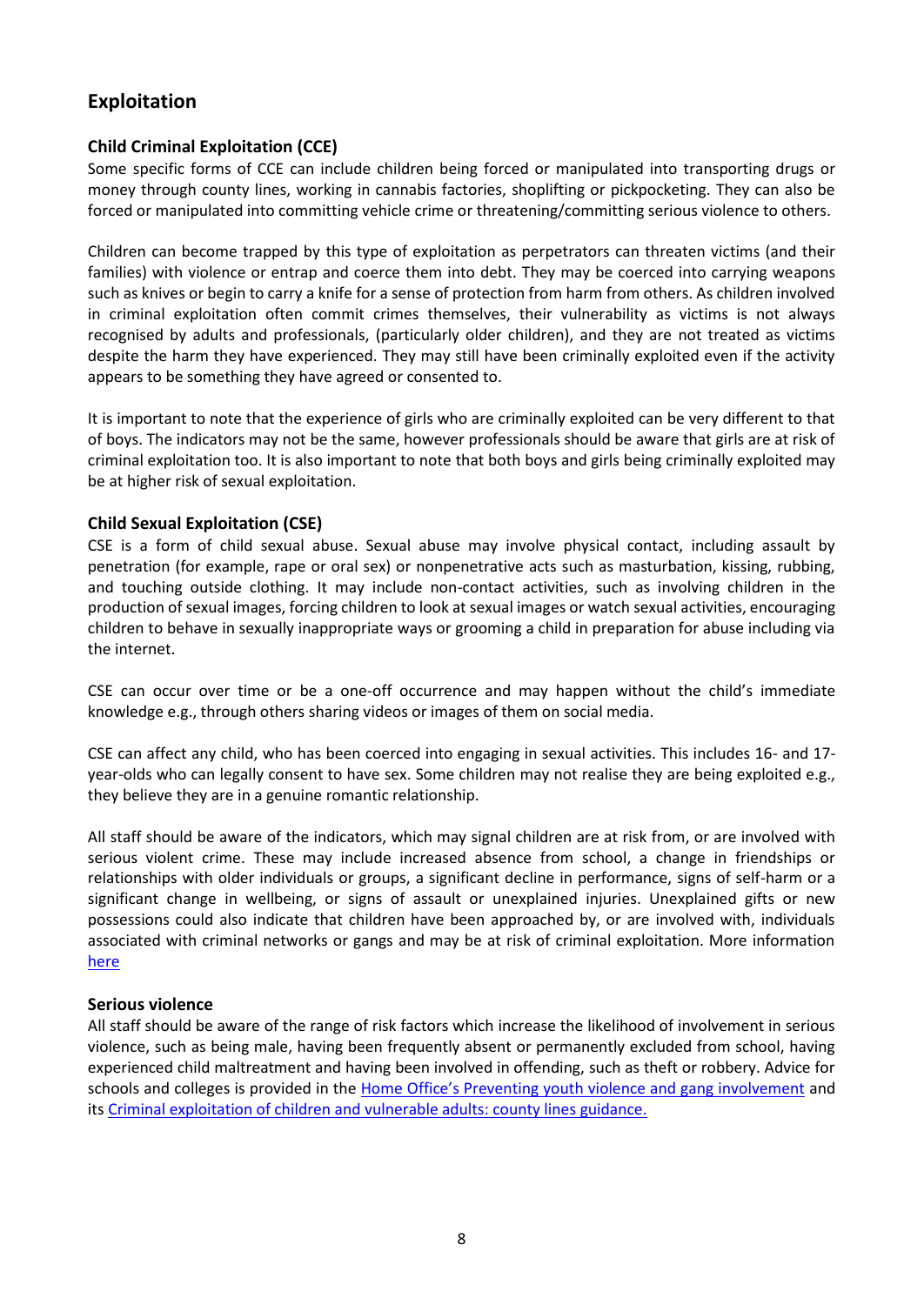## Exploitation

### Child Criminal Exploitation (CCE)

Some specific forms of CCE can include children being forced or manipulated into transporting drugs or money through county lines, working in cannabis factories, shoplifting or pickpocketing. They can also be forced or manipulated into committing vehicle crime or threatening/committing serious violence to others.

Children can become trapped by this type of exploitation as perpetrators can threaten victims (and their families) with violence or entrap and coerce them into debt. They may be coerced into carrying weapons such as knives or begin to carry a knife for a sense of protection from harm from others. As children involved in criminal exploitation often commit crimes themselves, their vulnerability as victims is not always recognised by adults and professionals, (particularly older children), and they are not treated as victims despite the harm they have experienced. They may still have been criminally exploited even if the activity appears to be something they have agreed or consented to.

It is important to note that the experience of girls who are criminally exploited can be very different to that of boys. The indicators may not be the same, however professionals should be aware that girls are at risk of criminal exploitation too. It is also important to note that both boys and girls being criminally exploited may be at higher risk of sexual exploitation.

### Child Sexual Exploitation (CSE)

CSE is a form of child sexual abuse. Sexual abuse may involve physical contact, including assault by penetration (for example, rape or oral sex) or nonpenetrative acts such as masturbation, kissing, rubbing, and touching outside clothing. It may include non-contact activities, such as involving children in the production of sexual images, forcing children to look at sexual images or watch sexual activities, encouraging children to behave in sexually inappropriate ways or grooming a child in preparation for abuse including via the internet.

CSE can occur over time or be a one-off occurrence and may happen without the child's immediate knowledge e.g., through others sharing videos or images of them on social media.

CSE can affect any child, who has been coerced into engaging in sexual activities. This includes 16- and 17-year-olds who can legally consent to have sex. Some children may not realise they are being exploited e.g., they believe they are in a genuine romantic relationship.

All staff should be aware of the indicators, which may signal children are at risk from, or are involved with serious violent crime. These may include increased absence from school, a change in friendships or relationships with older individuals or groups, a significant decline in performance, signs of self-harm or a significant change in wellbeing, or signs of assault or unexplained injuries. Unexplained gifts or new possessions could also indicate that children have been approached by, or are involved with, individuals associated with criminal networks or gangs and may be at risk of criminal exploitation. More information here

### Serious violence

All staff should be aware of the range of risk factors which increase the likelihood of involvement in serious violence, such as being male, having been frequently absent or permanently excluded from school, having experienced child maltreatment and having been involved in offending, such as theft or robbery. Advice for schools and colleges is provided in the Home Office's Preventing youth violence and gang involvement and its Criminal exploitation of children and vulnerable adults: county lines guidance.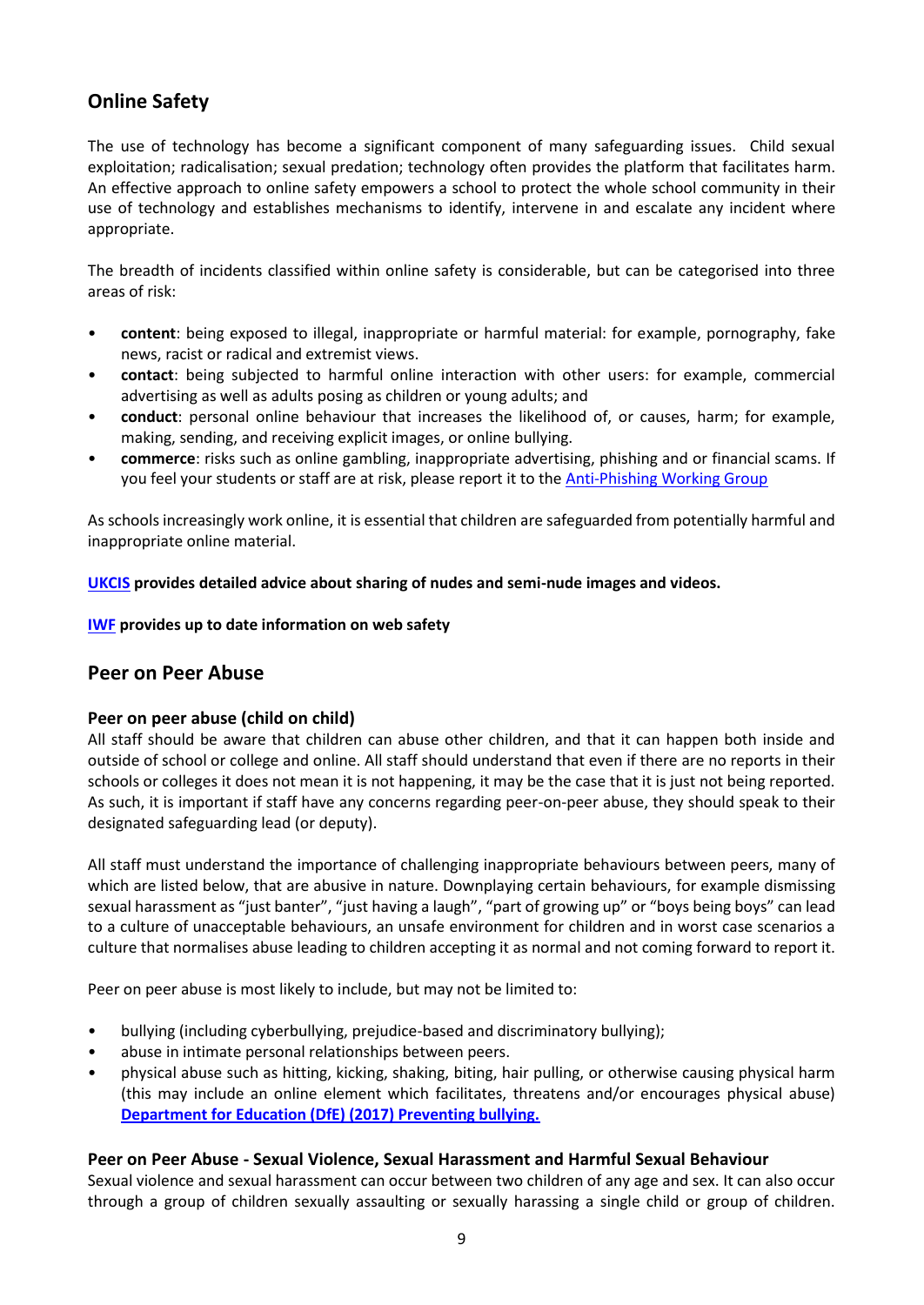## Online Safety

The use of technology has become a significant component of many safeguarding issues. Child sexual exploitation; radicalisation; sexual predation; technology often provides the platform that facilitates harm. An effective approach to online safety empowers a school to protect the whole school community in their use of technology and establishes mechanisms to identify, intervene in and escalate any incident where appropriate.

The breadth of incidents classified within online safety is considerable, but can be categorised into three areas of risk:

- **content**: being exposed to illegal, inappropriate or harmful material: for example, pornography, fake news, racist or radical and extremist views.
- **contact**: being subjected to harmful online interaction with other users: for example, commercial advertising as well as adults posing as children or young adults; and
- **conduct**: personal online behaviour that increases the likelihood of, or causes, harm; for example, making, sending, and receiving explicit images, or online bullying.
- **commerce**: risks such as online gambling, inappropriate advertising, phishing and or financial scams. If you feel your students or staff are at risk, please report it to the Anti-Phishing Working Group

As schools increasingly work online, it is essential that children are safeguarded from potentially harmful and inappropriate online material.

**UKCIS provides detailed advice about sharing of nudes and semi-nude images and videos.**

**IWF provides up to date information on web safety**

## Peer on Peer Abuse

### Peer on peer abuse (child on child)

All staff should be aware that children can abuse other children, and that it can happen both inside and outside of school or college and online. All staff should understand that even if there are no reports in their schools or colleges it does not mean it is not happening, it may be the case that it is just not being reported. As such, it is important if staff have any concerns regarding peer-on-peer abuse, they should speak to their designated safeguarding lead (or deputy).

All staff must understand the importance of challenging inappropriate behaviours between peers, many of which are listed below, that are abusive in nature. Downplaying certain behaviours, for example dismissing sexual harassment as "just banter", "just having a laugh", "part of growing up" or "boys being boys" can lead to a culture of unacceptable behaviours, an unsafe environment for children and in worst case scenarios a culture that normalises abuse leading to children accepting it as normal and not coming forward to report it.

Peer on peer abuse is most likely to include, but may not be limited to:

- bullying (including cyberbullying, prejudice-based and discriminatory bullying);
- abuse in intimate personal relationships between peers.
- physical abuse such as hitting, kicking, shaking, biting, hair pulling, or otherwise causing physical harm (this may include an online element which facilitates, threatens and/or encourages physical abuse) **Department for Education (DfE) (2017) Preventing bullying.**

### Peer on Peer Abuse - Sexual Violence, Sexual Harassment and Harmful Sexual Behaviour

Sexual violence and sexual harassment can occur between two children of any age and sex. It can also occur through a group of children sexually assaulting or sexually harassing a single child or group of children.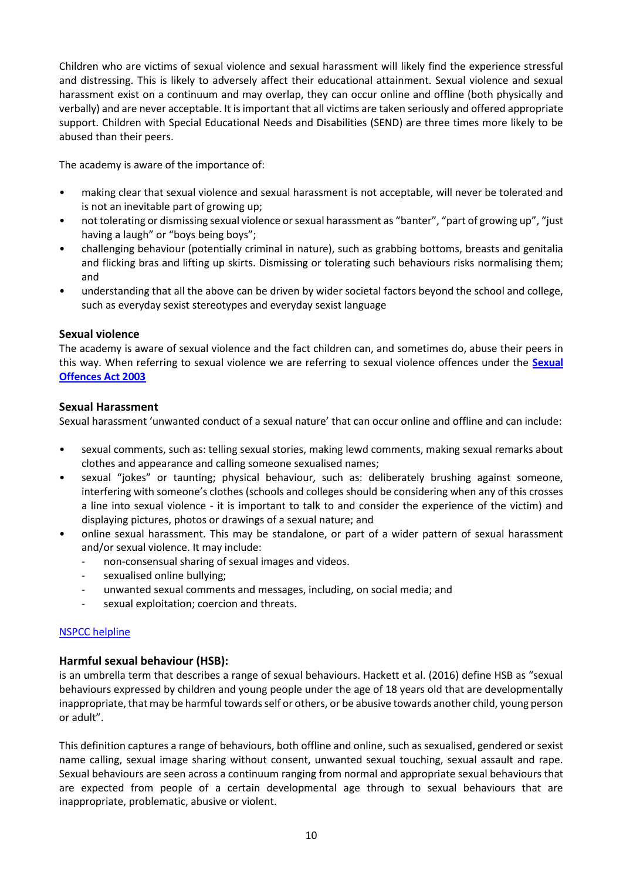Children who are victims of sexual violence and sexual harassment will likely find the experience stressful and distressing. This is likely to adversely affect their educational attainment. Sexual violence and sexual harassment exist on a continuum and may overlap, they can occur online and offline (both physically and verbally) and are never acceptable. It is important that all victims are taken seriously and offered appropriate support. Children with Special Educational Needs and Disabilities (SEND) are three times more likely to be abused than their peers.

The academy is aware of the importance of:

- making clear that sexual violence and sexual harassment is not acceptable, will never be tolerated and is not an inevitable part of growing up;
- not tolerating or dismissing sexual violence or sexual harassment as "banter", "part of growing up", "just having a laugh" or "boys being boys";
- challenging behaviour (potentially criminal in nature), such as grabbing bottoms, breasts and genitalia and flicking bras and lifting up skirts. Dismissing or tolerating such behaviours risks normalising them; and
- understanding that all the above can be driven by wider societal factors beyond the school and college, such as everyday sexist stereotypes and everyday sexist language

### Sexual violence

The academy is aware of sexual violence and the fact children can, and sometimes do, abuse their peers in this way. When referring to sexual violence we are referring to sexual violence offences under the **Sexual Offences Act 2003**

### Sexual Harassment

Sexual harassment 'unwanted conduct of a sexual nature' that can occur online and offline and can include:

- sexual comments, such as: telling sexual stories, making lewd comments, making sexual remarks about clothes and appearance and calling someone sexualised names;
- sexual "jokes" or taunting; physical behaviour, such as: deliberately brushing against someone, interfering with someone's clothes (schools and colleges should be considering when any of this crosses a line into sexual violence - it is important to talk to and consider the experience of the victim) and displaying pictures, photos or drawings of a sexual nature; and
- online sexual harassment. This may be standalone, or part of a wider pattern of sexual harassment and/or sexual violence. It may include:
  - non-consensual sharing of sexual images and videos.
  - sexualised online bullying;
  - unwanted sexual comments and messages, including, on social media; and
  - sexual exploitation; coercion and threats.

NSPCC helpline

### Harmful sexual behaviour (HSB):

is an umbrella term that describes a range of sexual behaviours. Hackett et al. (2016) define HSB as "sexual behaviours expressed by children and young people under the age of 18 years old that are developmentally inappropriate, that may be harmful towards self or others, or be abusive towards another child, young person or adult".

This definition captures a range of behaviours, both offline and online, such as sexualised, gendered or sexist name calling, sexual image sharing without consent, unwanted sexual touching, sexual assault and rape. Sexual behaviours are seen across a continuum ranging from normal and appropriate sexual behaviours that are expected from people of a certain developmental age through to sexual behaviours that are inappropriate, problematic, abusive or violent.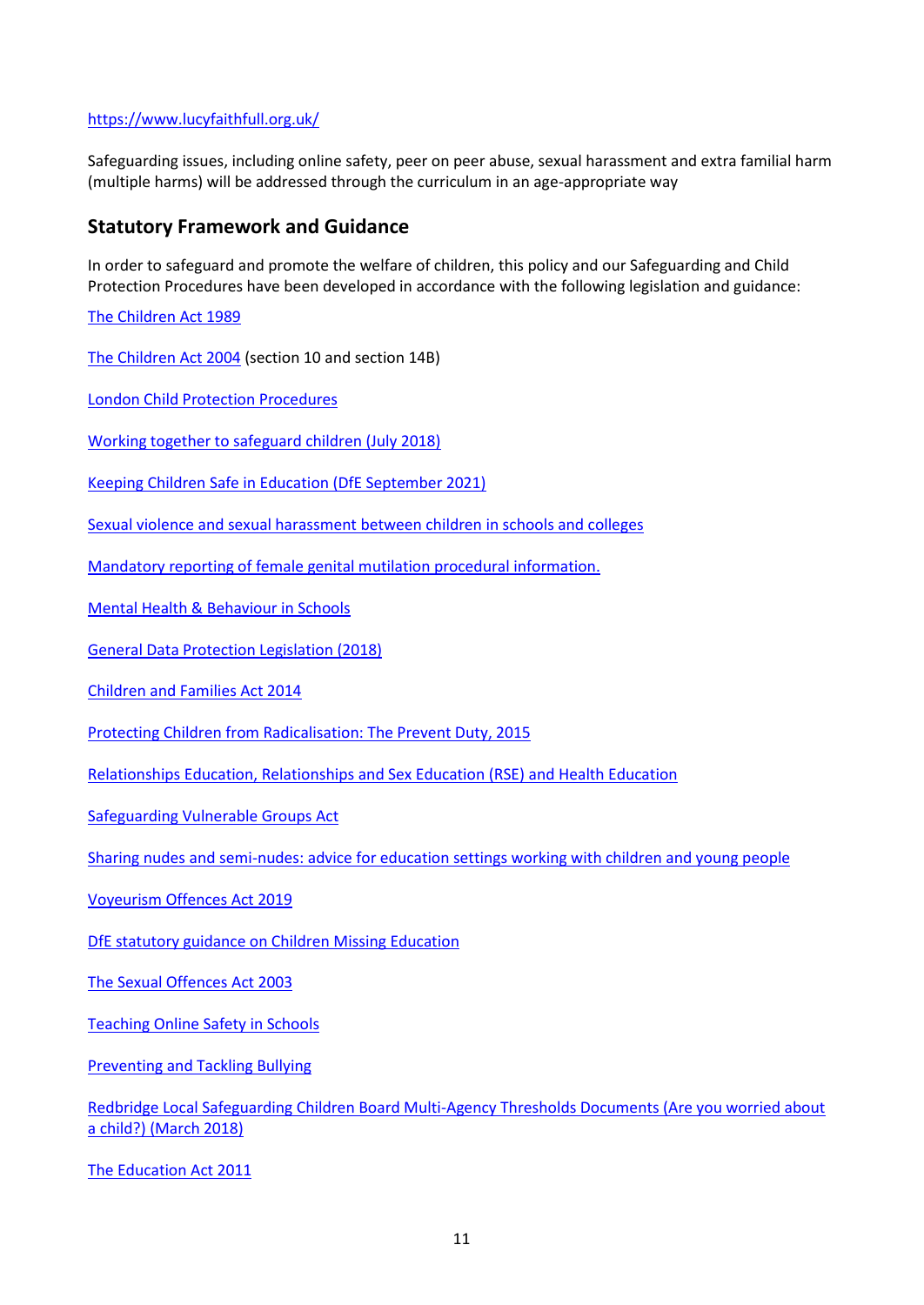https://www.lucyfaithfull.org.uk/

Safeguarding issues, including online safety, peer on peer abuse, sexual harassment and extra familial harm (multiple harms) will be addressed through the curriculum in an age-appropriate way

## Statutory Framework and Guidance

In order to safeguard and promote the welfare of children, this policy and our Safeguarding and Child Protection Procedures have been developed in accordance with the following legislation and guidance:

The Children Act 1989

The Children Act 2004 (section 10 and section 14B)

London Child Protection Procedures

Working together to safeguard children (July 2018)

Keeping Children Safe in Education (DfE September 2021)

Sexual violence and sexual harassment between children in schools and colleges

Mandatory reporting of female genital mutilation procedural information.

Mental Health & Behaviour in Schools

General Data Protection Legislation (2018)

Children and Families Act 2014

Protecting Children from Radicalisation: The Prevent Duty, 2015

Relationships Education, Relationships and Sex Education (RSE) and Health Education

Safeguarding Vulnerable Groups Act

Sharing nudes and semi-nudes: advice for education settings working with children and young people

Voyeurism Offences Act 2019

DfE statutory guidance on Children Missing Education

The Sexual Offences Act 2003

Teaching Online Safety in Schools

Preventing and Tackling Bullying

Redbridge Local Safeguarding Children Board Multi-Agency Thresholds Documents (Are you worried about a child?) (March 2018)

The Education Act 2011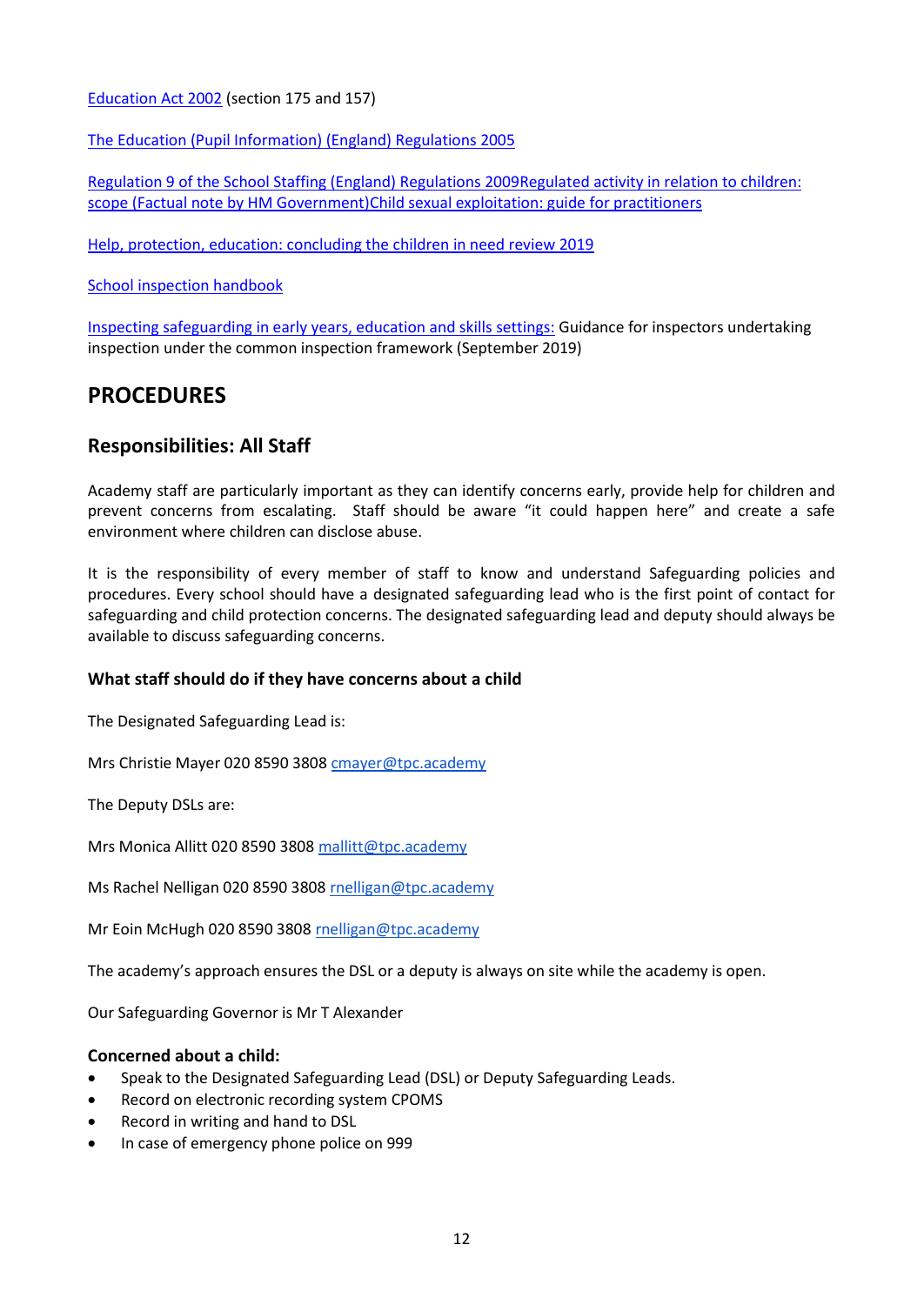Education Act 2002 (section 175 and 157)

The Education (Pupil Information) (England) Regulations 2005

Regulation 9 of the School Staffing (England) Regulations 2009Regulated activity in relation to children: scope (Factual note by HM Government)Child sexual exploitation: guide for practitioners

Help, protection, education: concluding the children in need review 2019

School inspection handbook

Inspecting safeguarding in early years, education and skills settings: Guidance for inspectors undertaking inspection under the common inspection framework (September 2019)

## PROCEDURES

### Responsibilities: All Staff

Academy staff are particularly important as they can identify concerns early, provide help for children and prevent concerns from escalating. Staff should be aware "it could happen here" and create a safe environment where children can disclose abuse.

It is the responsibility of every member of staff to know and understand Safeguarding policies and procedures. Every school should have a designated safeguarding lead who is the first point of contact for safeguarding and child protection concerns. The designated safeguarding lead and deputy should always be available to discuss safeguarding concerns.

#### What staff should do if they have concerns about a child

The Designated Safeguarding Lead is:

Mrs Christie Mayer 020 8590 3808 cmayer@tpc.academy

The Deputy DSLs are:

Mrs Monica Allitt 020 8590 3808 mallitt@tpc.academy

Ms Rachel Nelligan 020 8590 3808 rnelligan@tpc.academy

Mr Eoin McHugh 020 8590 3808 rnelligan@tpc.academy

The academy's approach ensures the DSL or a deputy is always on site while the academy is open.

Our Safeguarding Governor is Mr T Alexander

#### Concerned about a child:

- Speak to the Designated Safeguarding Lead (DSL) or Deputy Safeguarding Leads.
- Record on electronic recording system CPOMS
- Record in writing and hand to DSL
- In case of emergency phone police on 999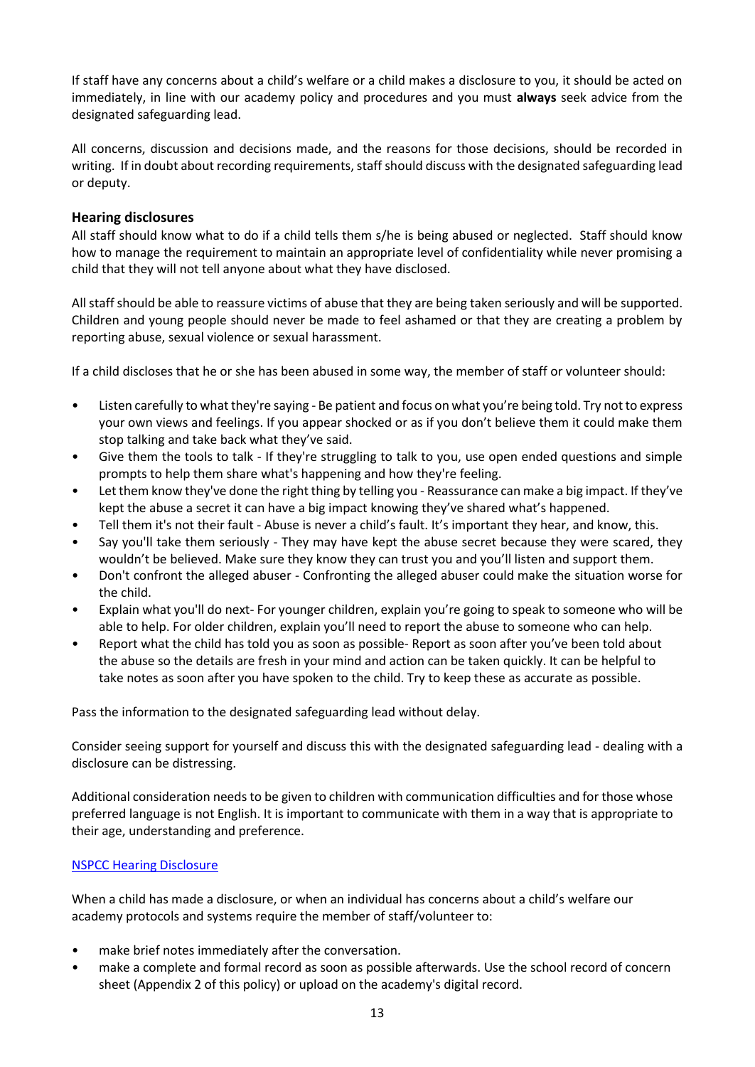If staff have any concerns about a child's welfare or a child makes a disclosure to you, it should be acted on immediately, in line with our academy policy and procedures and you must **always** seek advice from the designated safeguarding lead.

All concerns, discussion and decisions made, and the reasons for those decisions, should be recorded in writing. If in doubt about recording requirements, staff should discuss with the designated safeguarding lead or deputy.

### Hearing disclosures

All staff should know what to do if a child tells them s/he is being abused or neglected. Staff should know how to manage the requirement to maintain an appropriate level of confidentiality while never promising a child that they will not tell anyone about what they have disclosed.

All staff should be able to reassure victims of abuse that they are being taken seriously and will be supported. Children and young people should never be made to feel ashamed or that they are creating a problem by reporting abuse, sexual violence or sexual harassment.

If a child discloses that he or she has been abused in some way, the member of staff or volunteer should:

- Listen carefully to what they're saying - Be patient and focus on what you're being told. Try not to express your own views and feelings. If you appear shocked or as if you don't believe them it could make them stop talking and take back what they've said.
- Give them the tools to talk - If they're struggling to talk to you, use open ended questions and simple prompts to help them share what's happening and how they're feeling.
- Let them know they've done the right thing by telling you - Reassurance can make a big impact. If they've kept the abuse a secret it can have a big impact knowing they've shared what's happened.
- Tell them it's not their fault - Abuse is never a child's fault. It's important they hear, and know, this.
- Say you'll take them seriously - They may have kept the abuse secret because they were scared, they wouldn't be believed. Make sure they know they can trust you and you'll listen and support them.
- Don't confront the alleged abuser - Confronting the alleged abuser could make the situation worse for the child.
- Explain what you'll do next- For younger children, explain you're going to speak to someone who will be able to help. For older children, explain you'll need to report the abuse to someone who can help.
- Report what the child has told you as soon as possible- Report as soon after you've been told about the abuse so the details are fresh in your mind and action can be taken quickly. It can be helpful to take notes as soon after you have spoken to the child. Try to keep these as accurate as possible.

Pass the information to the designated safeguarding lead without delay.

Consider seeing support for yourself and discuss this with the designated safeguarding lead - dealing with a disclosure can be distressing.

Additional consideration needs to be given to children with communication difficulties and for those whose preferred language is not English. It is important to communicate with them in a way that is appropriate to their age, understanding and preference.

NSPCC Hearing Disclosure

When a child has made a disclosure, or when an individual has concerns about a child's welfare our academy protocols and systems require the member of staff/volunteer to:

- make brief notes immediately after the conversation.
- make a complete and formal record as soon as possible afterwards. Use the school record of concern sheet (Appendix 2 of this policy) or upload on the academy's digital record.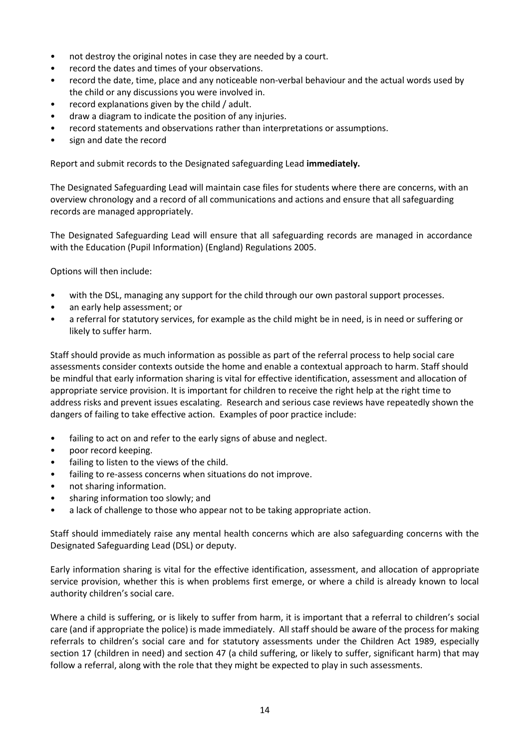- not destroy the original notes in case they are needed by a court.
- record the dates and times of your observations.
- record the date, time, place and any noticeable non-verbal behaviour and the actual words used by the child or any discussions you were involved in.
- record explanations given by the child / adult.
- draw a diagram to indicate the position of any injuries.
- record statements and observations rather than interpretations or assumptions.
- sign and date the record

Report and submit records to the Designated safeguarding Lead **immediately.**

The Designated Safeguarding Lead will maintain case files for students where there are concerns, with an overview chronology and a record of all communications and actions and ensure that all safeguarding records are managed appropriately.

The Designated Safeguarding Lead will ensure that all safeguarding records are managed in accordance with the Education (Pupil Information) (England) Regulations 2005.

Options will then include:

- with the DSL, managing any support for the child through our own pastoral support processes.
- an early help assessment; or
- a referral for statutory services, for example as the child might be in need, is in need or suffering or likely to suffer harm.

Staff should provide as much information as possible as part of the referral process to help social care assessments consider contexts outside the home and enable a contextual approach to harm. Staff should be mindful that early information sharing is vital for effective identification, assessment and allocation of appropriate service provision. It is important for children to receive the right help at the right time to address risks and prevent issues escalating. Research and serious case reviews have repeatedly shown the dangers of failing to take effective action. Examples of poor practice include:

- failing to act on and refer to the early signs of abuse and neglect.
- poor record keeping.
- failing to listen to the views of the child.
- failing to re-assess concerns when situations do not improve.
- not sharing information.
- sharing information too slowly; and
- a lack of challenge to those who appear not to be taking appropriate action.

Staff should immediately raise any mental health concerns which are also safeguarding concerns with the Designated Safeguarding Lead (DSL) or deputy.

Early information sharing is vital for the effective identification, assessment, and allocation of appropriate service provision, whether this is when problems first emerge, or where a child is already known to local authority children's social care.

Where a child is suffering, or is likely to suffer from harm, it is important that a referral to children's social care (and if appropriate the police) is made immediately. All staff should be aware of the process for making referrals to children's social care and for statutory assessments under the Children Act 1989, especially section 17 (children in need) and section 47 (a child suffering, or likely to suffer, significant harm) that may follow a referral, along with the role that they might be expected to play in such assessments.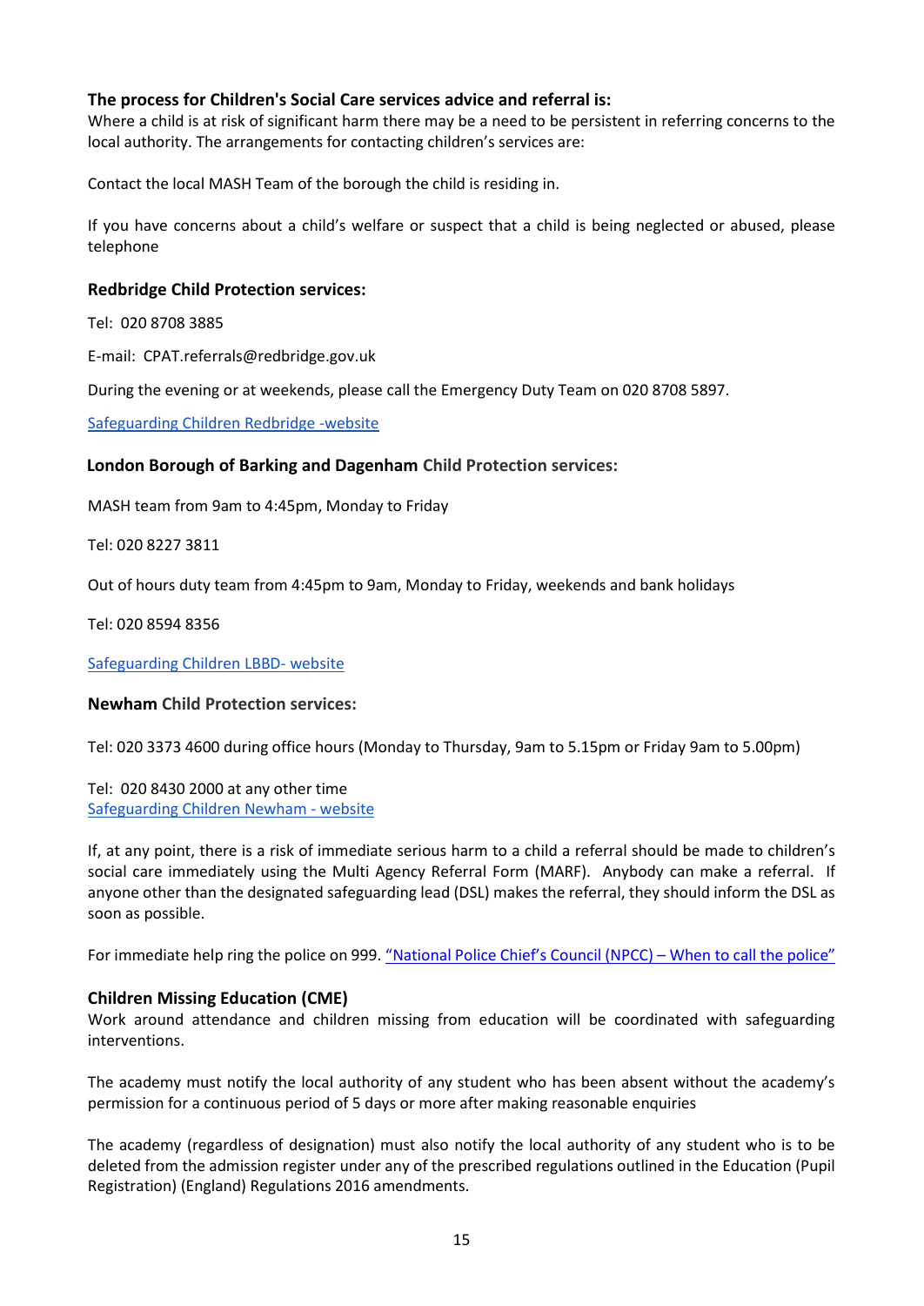### The process for Children's Social Care services advice and referral is:

Where a child is at risk of significant harm there may be a need to be persistent in referring concerns to the local authority. The arrangements for contacting children's services are:

Contact the local MASH Team of the borough the child is residing in.

If you have concerns about a child's welfare or suspect that a child is being neglected or abused, please telephone

### Redbridge Child Protection services:

Tel: 020 8708 3885

E-mail: CPAT.referrals@redbridge.gov.uk

During the evening or at weekends, please call the Emergency Duty Team on 020 8708 5897.

Safeguarding Children Redbridge -website

### London Borough of Barking and Dagenham Child Protection services:

MASH team from 9am to 4:45pm, Monday to Friday

Tel: 020 8227 3811

Out of hours duty team from 4:45pm to 9am, Monday to Friday, weekends and bank holidays

Tel: 020 8594 8356

Safeguarding Children LBBD- website

### Newham Child Protection services:

Tel: 020 3373 4600 during office hours (Monday to Thursday, 9am to 5.15pm or Friday 9am to 5.00pm)

Tel: 020 8430 2000 at any other time
Safeguarding Children Newham - website

If, at any point, there is a risk of immediate serious harm to a child a referral should be made to children's social care immediately using the Multi Agency Referral Form (MARF). Anybody can make a referral. If anyone other than the designated safeguarding lead (DSL) makes the referral, they should inform the DSL as soon as possible.

For immediate help ring the police on 999. "National Police Chief's Council (NPCC) – When to call the police"

### Children Missing Education (CME)

Work around attendance and children missing from education will be coordinated with safeguarding interventions.

The academy must notify the local authority of any student who has been absent without the academy's permission for a continuous period of 5 days or more after making reasonable enquiries

The academy (regardless of designation) must also notify the local authority of any student who is to be deleted from the admission register under any of the prescribed regulations outlined in the Education (Pupil Registration) (England) Regulations 2016 amendments.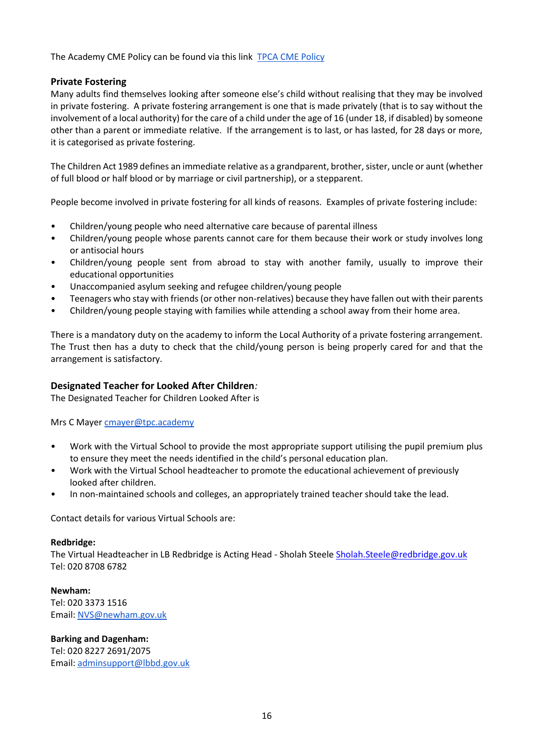The Academy CME Policy can be found via this link [TPCA CME Policy]

### Private Fostering

Many adults find themselves looking after someone else's child without realising that they may be involved in private fostering. A private fostering arrangement is one that is made privately (that is to say without the involvement of a local authority) for the care of a child under the age of 16 (under 18, if disabled) by someone other than a parent or immediate relative. If the arrangement is to last, or has lasted, for 28 days or more, it is categorised as private fostering.

The Children Act 1989 defines an immediate relative as a grandparent, brother, sister, uncle or aunt (whether of full blood or half blood or by marriage or civil partnership), or a stepparent.

People become involved in private fostering for all kinds of reasons. Examples of private fostering include:

- Children/young people who need alternative care because of parental illness
- Children/young people whose parents cannot care for them because their work or study involves long or antisocial hours
- Children/young people sent from abroad to stay with another family, usually to improve their educational opportunities
- Unaccompanied asylum seeking and refugee children/young people
- Teenagers who stay with friends (or other non-relatives) because they have fallen out with their parents
- Children/young people staying with families while attending a school away from their home area.

There is a mandatory duty on the academy to inform the Local Authority of a private fostering arrangement. The Trust then has a duty to check that the child/young person is being properly cared for and that the arrangement is satisfactory.

### Designated Teacher for Looked After Children*:*

The Designated Teacher for Children Looked After is

Mrs C Mayer cmayer@tpc.academy

- Work with the Virtual School to provide the most appropriate support utilising the pupil premium plus to ensure they meet the needs identified in the child's personal education plan.
- Work with the Virtual School headteacher to promote the educational achievement of previously looked after children.
- In non-maintained schools and colleges, an appropriately trained teacher should take the lead.

Contact details for various Virtual Schools are:

**Redbridge:**
The Virtual Headteacher in LB Redbridge is Acting Head - Sholah Steele Sholah.Steele@redbridge.gov.uk
Tel: 020 8708 6782

**Newham:**
Tel: 020 3373 1516
Email: NVS@newham.gov.uk

**Barking and Dagenham:**
Tel: 020 8227 2691/2075
Email: adminsupport@lbbd.gov.uk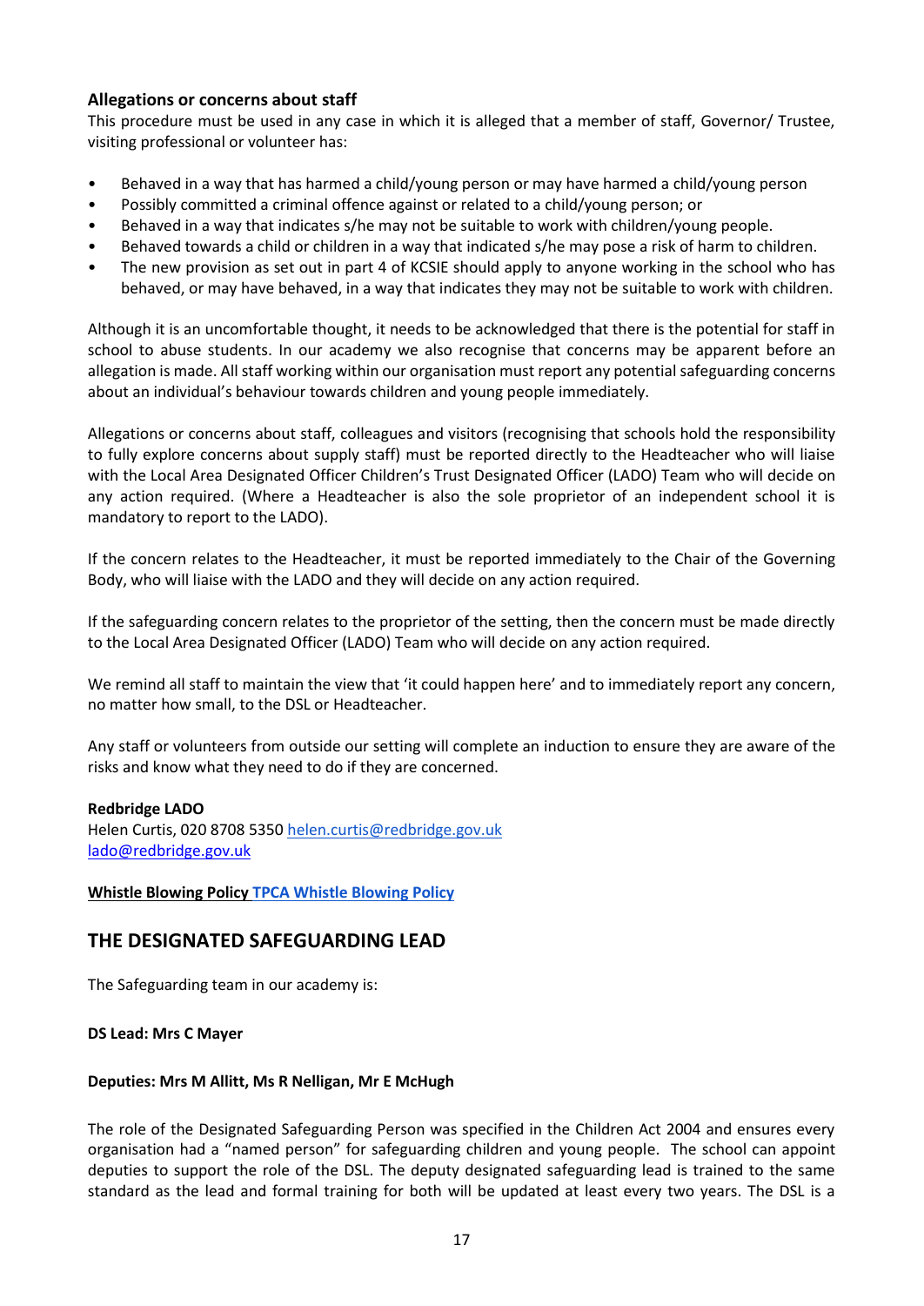### Allegations or concerns about staff

This procedure must be used in any case in which it is alleged that a member of staff, Governor/ Trustee, visiting professional or volunteer has:

- Behaved in a way that has harmed a child/young person or may have harmed a child/young person
- Possibly committed a criminal offence against or related to a child/young person; or
- Behaved in a way that indicates s/he may not be suitable to work with children/young people.
- Behaved towards a child or children in a way that indicated s/he may pose a risk of harm to children.
- The new provision as set out in part 4 of KCSIE should apply to anyone working in the school who has behaved, or may have behaved, in a way that indicates they may not be suitable to work with children.

Although it is an uncomfortable thought, it needs to be acknowledged that there is the potential for staff in school to abuse students. In our academy we also recognise that concerns may be apparent before an allegation is made. All staff working within our organisation must report any potential safeguarding concerns about an individual's behaviour towards children and young people immediately.

Allegations or concerns about staff, colleagues and visitors (recognising that schools hold the responsibility to fully explore concerns about supply staff) must be reported directly to the Headteacher who will liaise with the Local Area Designated Officer Children's Trust Designated Officer (LADO) Team who will decide on any action required. (Where a Headteacher is also the sole proprietor of an independent school it is mandatory to report to the LADO).

If the concern relates to the Headteacher, it must be reported immediately to the Chair of the Governing Body, who will liaise with the LADO and they will decide on any action required.

If the safeguarding concern relates to the proprietor of the setting, then the concern must be made directly to the Local Area Designated Officer (LADO) Team who will decide on any action required.

We remind all staff to maintain the view that 'it could happen here' and to immediately report any concern, no matter how small, to the DSL or Headteacher.

Any staff or volunteers from outside our setting will complete an induction to ensure they are aware of the risks and know what they need to do if they are concerned.

**Redbridge LADO**
Helen Curtis, 020 8708 5350 helen.curtis@redbridge.gov.uk
lado@redbridge.gov.uk

**Whistle Blowing Policy TPCA Whistle Blowing Policy**

## THE DESIGNATED SAFEGUARDING LEAD

The Safeguarding team in our academy is:

**DS Lead: Mrs C Mayer**

**Deputies: Mrs M Allitt, Ms R Nelligan, Mr E McHugh**

The role of the Designated Safeguarding Person was specified in the Children Act 2004 and ensures every organisation had a "named person" for safeguarding children and young people. The school can appoint deputies to support the role of the DSL. The deputy designated safeguarding lead is trained to the same standard as the lead and formal training for both will be updated at least every two years. The DSL is a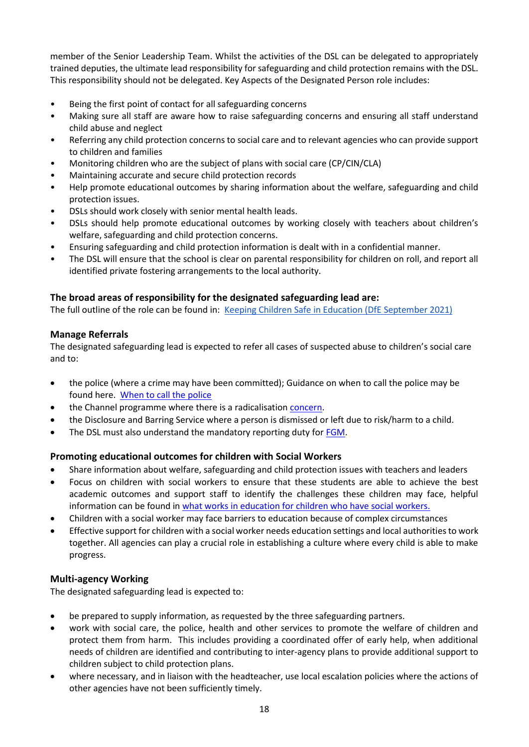member of the Senior Leadership Team. Whilst the activities of the DSL can be delegated to appropriately trained deputies, the ultimate lead responsibility for safeguarding and child protection remains with the DSL. This responsibility should not be delegated. Key Aspects of the Designated Person role includes:

- Being the first point of contact for all safeguarding concerns
- Making sure all staff are aware how to raise safeguarding concerns and ensuring all staff understand child abuse and neglect
- Referring any child protection concerns to social care and to relevant agencies who can provide support to children and families
- Monitoring children who are the subject of plans with social care (CP/CIN/CLA)
- Maintaining accurate and secure child protection records
- Help promote educational outcomes by sharing information about the welfare, safeguarding and child protection issues.
- DSLs should work closely with senior mental health leads.
- DSLs should help promote educational outcomes by working closely with teachers about children's welfare, safeguarding and child protection concerns.
- Ensuring safeguarding and child protection information is dealt with in a confidential manner.
- The DSL will ensure that the school is clear on parental responsibility for children on roll, and report all identified private fostering arrangements to the local authority.

### The broad areas of responsibility for the designated safeguarding lead are:

The full outline of the role can be found in: Keeping Children Safe in Education (DfE September 2021)

### Manage Referrals

The designated safeguarding lead is expected to refer all cases of suspected abuse to children's social care and to:

- the police (where a crime may have been committed); Guidance on when to call the police may be found here. When to call the police
- the Channel programme where there is a radicalisation concern.
- the Disclosure and Barring Service where a person is dismissed or left due to risk/harm to a child.
- The DSL must also understand the mandatory reporting duty for FGM.

### Promoting educational outcomes for children with Social Workers

- Share information about welfare, safeguarding and child protection issues with teachers and leaders
- Focus on children with social workers to ensure that these students are able to achieve the best academic outcomes and support staff to identify the challenges these children may face, helpful information can be found in what works in education for children who have social workers.
- Children with a social worker may face barriers to education because of complex circumstances
- Effective support for children with a social worker needs education settings and local authorities to work together. All agencies can play a crucial role in establishing a culture where every child is able to make progress.

### Multi-agency Working

The designated safeguarding lead is expected to:

- be prepared to supply information, as requested by the three safeguarding partners.
- work with social care, the police, health and other services to promote the welfare of children and protect them from harm. This includes providing a coordinated offer of early help, when additional needs of children are identified and contributing to inter-agency plans to provide additional support to children subject to child protection plans.
- where necessary, and in liaison with the headteacher, use local escalation policies where the actions of other agencies have not been sufficiently timely.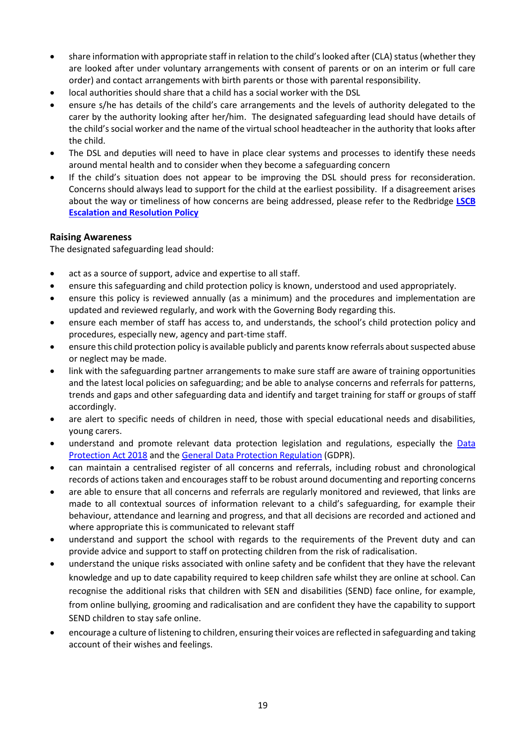- share information with appropriate staff in relation to the child's looked after (CLA) status (whether they are looked after under voluntary arrangements with consent of parents or on an interim or full care order) and contact arrangements with birth parents or those with parental responsibility.
- local authorities should share that a child has a social worker with the DSL
- ensure s/he has details of the child's care arrangements and the levels of authority delegated to the carer by the authority looking after her/him. The designated safeguarding lead should have details of the child's social worker and the name of the virtual school headteacher in the authority that looks after the child.
- The DSL and deputies will need to have in place clear systems and processes to identify these needs around mental health and to consider when they become a safeguarding concern
- If the child's situation does not appear to be improving the DSL should press for reconsideration. Concerns should always lead to support for the child at the earliest possibility. If a disagreement arises about the way or timeliness of how concerns are being addressed, please refer to the Redbridge **LSCB Escalation and Resolution Policy**

**Raising Awareness**

The designated safeguarding lead should:

- act as a source of support, advice and expertise to all staff.
- ensure this safeguarding and child protection policy is known, understood and used appropriately.
- ensure this policy is reviewed annually (as a minimum) and the procedures and implementation are updated and reviewed regularly, and work with the Governing Body regarding this.
- ensure each member of staff has access to, and understands, the school's child protection policy and procedures, especially new, agency and part-time staff.
- ensure this child protection policy is available publicly and parents know referrals about suspected abuse or neglect may be made.
- link with the safeguarding partner arrangements to make sure staff are aware of training opportunities and the latest local policies on safeguarding; and be able to analyse concerns and referrals for patterns, trends and gaps and other safeguarding data and identify and target training for staff or groups of staff accordingly.
- are alert to specific needs of children in need, those with special educational needs and disabilities, young carers.
- understand and promote relevant data protection legislation and regulations, especially the Data Protection Act 2018 and the General Data Protection Regulation (GDPR).
- can maintain a centralised register of all concerns and referrals, including robust and chronological records of actions taken and encourages staff to be robust around documenting and reporting concerns
- are able to ensure that all concerns and referrals are regularly monitored and reviewed, that links are made to all contextual sources of information relevant to a child's safeguarding, for example their behaviour, attendance and learning and progress, and that all decisions are recorded and actioned and where appropriate this is communicated to relevant staff
- understand and support the school with regards to the requirements of the Prevent duty and can provide advice and support to staff on protecting children from the risk of radicalisation.
- understand the unique risks associated with online safety and be confident that they have the relevant knowledge and up to date capability required to keep children safe whilst they are online at school. Can recognise the additional risks that children with SEN and disabilities (SEND) face online, for example, from online bullying, grooming and radicalisation and are confident they have the capability to support SEND children to stay safe online.
- encourage a culture of listening to children, ensuring their voices are reflected in safeguarding and taking account of their wishes and feelings.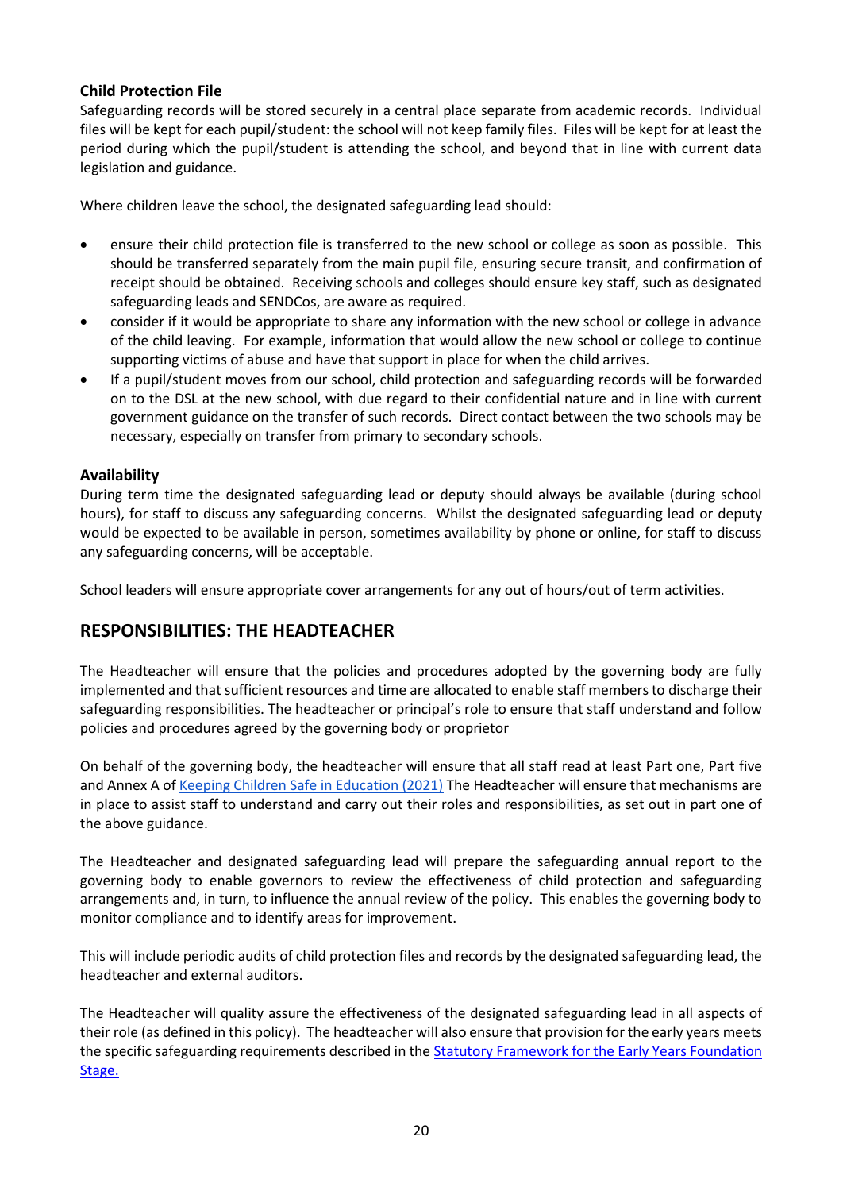**Child Protection File**

Safeguarding records will be stored securely in a central place separate from academic records. Individual files will be kept for each pupil/student: the school will not keep family files. Files will be kept for at least the period during which the pupil/student is attending the school, and beyond that in line with current data legislation and guidance.

Where children leave the school, the designated safeguarding lead should:

- ensure their child protection file is transferred to the new school or college as soon as possible. This should be transferred separately from the main pupil file, ensuring secure transit, and confirmation of receipt should be obtained. Receiving schools and colleges should ensure key staff, such as designated safeguarding leads and SENDCos, are aware as required.
- consider if it would be appropriate to share any information with the new school or college in advance of the child leaving. For example, information that would allow the new school or college to continue supporting victims of abuse and have that support in place for when the child arrives.
- If a pupil/student moves from our school, child protection and safeguarding records will be forwarded on to the DSL at the new school, with due regard to their confidential nature and in line with current government guidance on the transfer of such records. Direct contact between the two schools may be necessary, especially on transfer from primary to secondary schools.

**Availability**

During term time the designated safeguarding lead or deputy should always be available (during school hours), for staff to discuss any safeguarding concerns. Whilst the designated safeguarding lead or deputy would be expected to be available in person, sometimes availability by phone or online, for staff to discuss any safeguarding concerns, will be acceptable.

School leaders will ensure appropriate cover arrangements for any out of hours/out of term activities.

## RESPONSIBILITIES: THE HEADTEACHER

The Headteacher will ensure that the policies and procedures adopted by the governing body are fully implemented and that sufficient resources and time are allocated to enable staff members to discharge their safeguarding responsibilities. The headteacher or principal's role to ensure that staff understand and follow policies and procedures agreed by the governing body or proprietor

On behalf of the governing body, the headteacher will ensure that all staff read at least Part one, Part five and Annex A of Keeping Children Safe in Education (2021) The Headteacher will ensure that mechanisms are in place to assist staff to understand and carry out their roles and responsibilities, as set out in part one of the above guidance.

The Headteacher and designated safeguarding lead will prepare the safeguarding annual report to the governing body to enable governors to review the effectiveness of child protection and safeguarding arrangements and, in turn, to influence the annual review of the policy. This enables the governing body to monitor compliance and to identify areas for improvement.

This will include periodic audits of child protection files and records by the designated safeguarding lead, the headteacher and external auditors.

The Headteacher will quality assure the effectiveness of the designated safeguarding lead in all aspects of their role (as defined in this policy). The headteacher will also ensure that provision for the early years meets the specific safeguarding requirements described in the Statutory Framework for the Early Years Foundation Stage.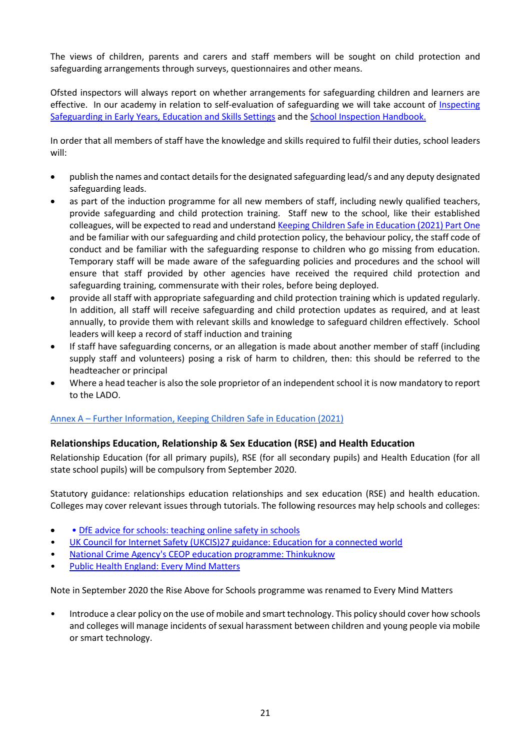The views of children, parents and carers and staff members will be sought on child protection and safeguarding arrangements through surveys, questionnaires and other means.

Ofsted inspectors will always report on whether arrangements for safeguarding children and learners are effective. In our academy in relation to self-evaluation of safeguarding we will take account of [Inspecting Safeguarding in Early Years, Education and Skills Settings]() and the [School Inspection Handbook.]()

In order that all members of staff have the knowledge and skills required to fulfil their duties, school leaders will:

- publish the names and contact details for the designated safeguarding lead/s and any deputy designated safeguarding leads.
- as part of the induction programme for all new members of staff, including newly qualified teachers, provide safeguarding and child protection training. Staff new to the school, like their established colleagues, will be expected to read and understand [Keeping Children Safe in Education (2021) Part One]() and be familiar with our safeguarding and child protection policy, the behaviour policy, the staff code of conduct and be familiar with the safeguarding response to children who go missing from education. Temporary staff will be made aware of the safeguarding policies and procedures and the school will ensure that staff provided by other agencies have received the required child protection and safeguarding training, commensurate with their roles, before being deployed.
- provide all staff with appropriate safeguarding and child protection training which is updated regularly. In addition, all staff will receive safeguarding and child protection updates as required, and at least annually, to provide them with relevant skills and knowledge to safeguard children effectively. School leaders will keep a record of staff induction and training
- If staff have safeguarding concerns, or an allegation is made about another member of staff (including supply staff and volunteers) posing a risk of harm to children, then: this should be referred to the headteacher or principal
- Where a head teacher is also the sole proprietor of an independent school it is now mandatory to report to the LADO.

[Annex A – Further Information, Keeping Children Safe in Education (2021)]()

### Relationships Education, Relationship & Sex Education (RSE) and Health Education

Relationship Education (for all primary pupils), RSE (for all secondary pupils) and Health Education (for all state school pupils) will be compulsory from September 2020.

Statutory guidance: relationships education relationships and sex education (RSE) and health education. Colleges may cover relevant issues through tutorials. The following resources may help schools and colleges:

- [• DfE advice for schools: teaching online safety in schools]()
- [UK Council for Internet Safety (UKCIS)27 guidance: Education for a connected world]()
- [National Crime Agency's CEOP education programme: Thinkuknow]()
- [Public Health England: Every Mind Matters]()

Note in September 2020 the Rise Above for Schools programme was renamed to Every Mind Matters

- Introduce a clear policy on the use of mobile and smart technology. This policy should cover how schools and colleges will manage incidents of sexual harassment between children and young people via mobile or smart technology.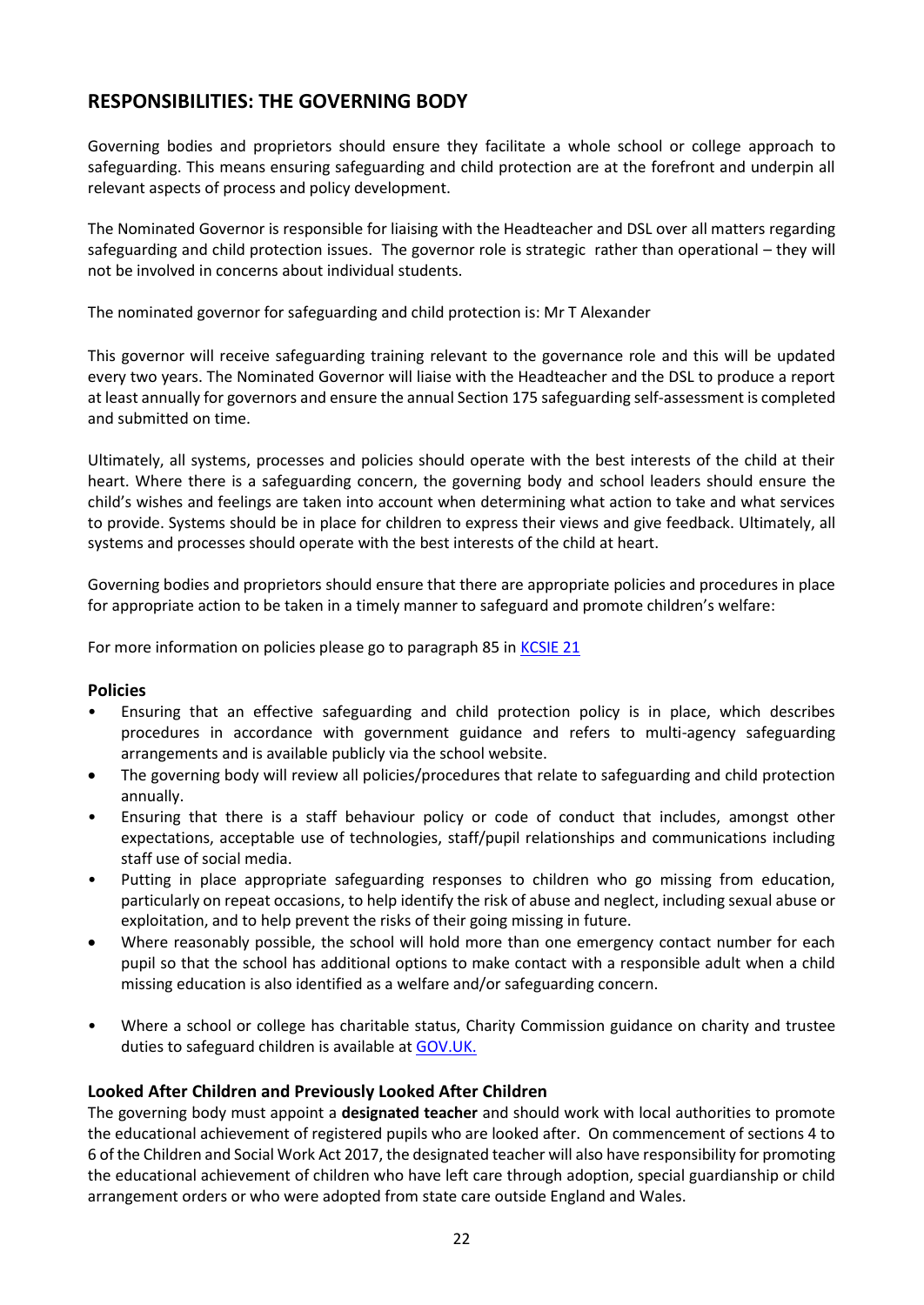## RESPONSIBILITIES: THE GOVERNING BODY

Governing bodies and proprietors should ensure they facilitate a whole school or college approach to safeguarding. This means ensuring safeguarding and child protection are at the forefront and underpin all relevant aspects of process and policy development.

The Nominated Governor is responsible for liaising with the Headteacher and DSL over all matters regarding safeguarding and child protection issues. The governor role is strategic rather than operational – they will not be involved in concerns about individual students.

The nominated governor for safeguarding and child protection is: Mr T Alexander

This governor will receive safeguarding training relevant to the governance role and this will be updated every two years. The Nominated Governor will liaise with the Headteacher and the DSL to produce a report at least annually for governors and ensure the annual Section 175 safeguarding self-assessment is completed and submitted on time.

Ultimately, all systems, processes and policies should operate with the best interests of the child at their heart. Where there is a safeguarding concern, the governing body and school leaders should ensure the child's wishes and feelings are taken into account when determining what action to take and what services to provide. Systems should be in place for children to express their views and give feedback. Ultimately, all systems and processes should operate with the best interests of the child at heart.

Governing bodies and proprietors should ensure that there are appropriate policies and procedures in place for appropriate action to be taken in a timely manner to safeguard and promote children's welfare:

For more information on policies please go to paragraph 85 in [KCSIE 21]

### Policies

- Ensuring that an effective safeguarding and child protection policy is in place, which describes procedures in accordance with government guidance and refers to multi-agency safeguarding arrangements and is available publicly via the school website.
- The governing body will review all policies/procedures that relate to safeguarding and child protection annually.
- Ensuring that there is a staff behaviour policy or code of conduct that includes, amongst other expectations, acceptable use of technologies, staff/pupil relationships and communications including staff use of social media.
- Putting in place appropriate safeguarding responses to children who go missing from education, particularly on repeat occasions, to help identify the risk of abuse and neglect, including sexual abuse or exploitation, and to help prevent the risks of their going missing in future.
- Where reasonably possible, the school will hold more than one emergency contact number for each pupil so that the school has additional options to make contact with a responsible adult when a child missing education is also identified as a welfare and/or safeguarding concern.
- Where a school or college has charitable status, Charity Commission guidance on charity and trustee duties to safeguard children is available at [GOV.UK.]

### Looked After Children and Previously Looked After Children

The governing body must appoint a **designated teacher** and should work with local authorities to promote the educational achievement of registered pupils who are looked after. On commencement of sections 4 to 6 of the Children and Social Work Act 2017, the designated teacher will also have responsibility for promoting the educational achievement of children who have left care through adoption, special guardianship or child arrangement orders or who were adopted from state care outside England and Wales.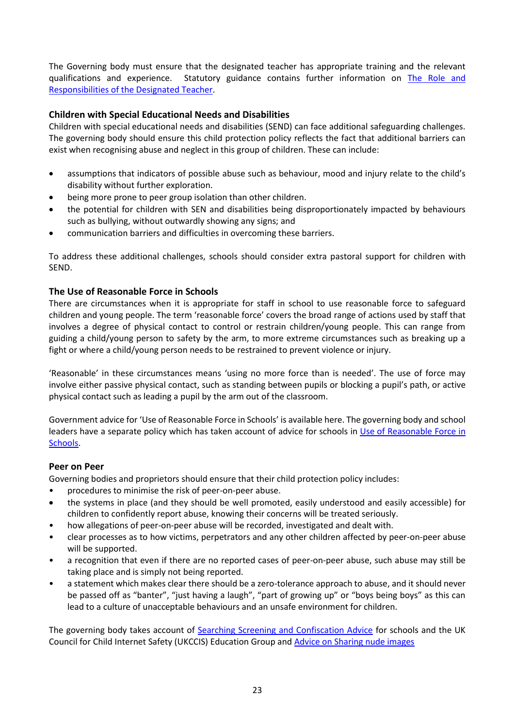The Governing body must ensure that the designated teacher has appropriate training and the relevant qualifications and experience. Statutory guidance contains further information on [The Role and Responsibilities of the Designated Teacher].

### Children with Special Educational Needs and Disabilities

Children with special educational needs and disabilities (SEND) can face additional safeguarding challenges. The governing body should ensure this child protection policy reflects the fact that additional barriers can exist when recognising abuse and neglect in this group of children. These can include:

- assumptions that indicators of possible abuse such as behaviour, mood and injury relate to the child's disability without further exploration.
- being more prone to peer group isolation than other children.
- the potential for children with SEN and disabilities being disproportionately impacted by behaviours such as bullying, without outwardly showing any signs; and
- communication barriers and difficulties in overcoming these barriers.

To address these additional challenges, schools should consider extra pastoral support for children with SEND.

### The Use of Reasonable Force in Schools

There are circumstances when it is appropriate for staff in school to use reasonable force to safeguard children and young people. The term 'reasonable force' covers the broad range of actions used by staff that involves a degree of physical contact to control or restrain children/young people. This can range from guiding a child/young person to safety by the arm, to more extreme circumstances such as breaking up a fight or where a child/young person needs to be restrained to prevent violence or injury.

'Reasonable' in these circumstances means 'using no more force than is needed'. The use of force may involve either passive physical contact, such as standing between pupils or blocking a pupil's path, or active physical contact such as leading a pupil by the arm out of the classroom.

Government advice for 'Use of Reasonable Force in Schools' is available here. The governing body and school leaders have a separate policy which has taken account of advice for schools in [Use of Reasonable Force in Schools].

### Peer on Peer

Governing bodies and proprietors should ensure that their child protection policy includes:

- procedures to minimise the risk of peer-on-peer abuse.
- the systems in place (and they should be well promoted, easily understood and easily accessible) for children to confidently report abuse, knowing their concerns will be treated seriously.
- how allegations of peer-on-peer abuse will be recorded, investigated and dealt with.
- clear processes as to how victims, perpetrators and any other children affected by peer-on-peer abuse will be supported.
- a recognition that even if there are no reported cases of peer-on-peer abuse, such abuse may still be taking place and is simply not being reported.
- a statement which makes clear there should be a zero-tolerance approach to abuse, and it should never be passed off as "banter", "just having a laugh", "part of growing up" or "boys being boys" as this can lead to a culture of unacceptable behaviours and an unsafe environment for children.

The governing body takes account of [Searching Screening and Confiscation Advice] for schools and the UK Council for Child Internet Safety (UKCCIS) Education Group and [Advice on Sharing nude images]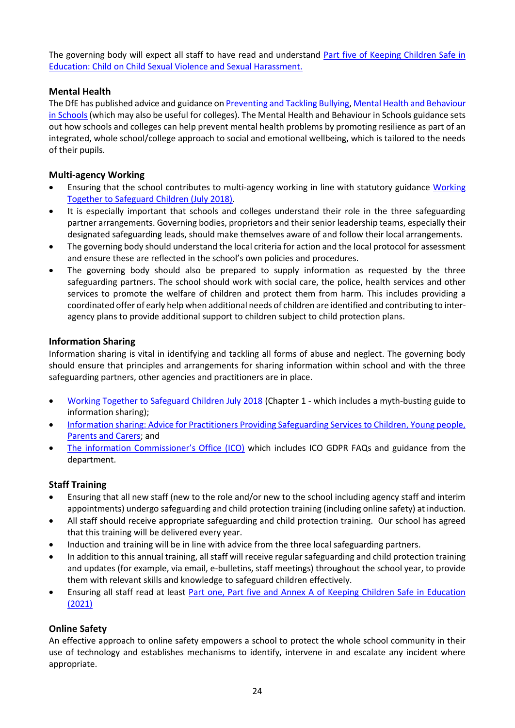The governing body will expect all staff to have read and understand Part five of Keeping Children Safe in Education: Child on Child Sexual Violence and Sexual Harassment.

### Mental Health

The DfE has published advice and guidance on Preventing and Tackling Bullying, Mental Health and Behaviour in Schools (which may also be useful for colleges). The Mental Health and Behaviour in Schools guidance sets out how schools and colleges can help prevent mental health problems by promoting resilience as part of an integrated, whole school/college approach to social and emotional wellbeing, which is tailored to the needs of their pupils.

### Multi-agency Working

- Ensuring that the school contributes to multi-agency working in line with statutory guidance Working Together to Safeguard Children (July 2018).
- It is especially important that schools and colleges understand their role in the three safeguarding partner arrangements. Governing bodies, proprietors and their senior leadership teams, especially their designated safeguarding leads, should make themselves aware of and follow their local arrangements.
- The governing body should understand the local criteria for action and the local protocol for assessment and ensure these are reflected in the school's own policies and procedures.
- The governing body should also be prepared to supply information as requested by the three safeguarding partners. The school should work with social care, the police, health services and other services to promote the welfare of children and protect them from harm. This includes providing a coordinated offer of early help when additional needs of children are identified and contributing to inter-agency plans to provide additional support to children subject to child protection plans.

### Information Sharing

Information sharing is vital in identifying and tackling all forms of abuse and neglect. The governing body should ensure that principles and arrangements for sharing information within school and with the three safeguarding partners, other agencies and practitioners are in place.

- Working Together to Safeguard Children July 2018 (Chapter 1 - which includes a myth-busting guide to information sharing);
- Information sharing: Advice for Practitioners Providing Safeguarding Services to Children, Young people, Parents and Carers; and
- The information Commissioner's Office (ICO) which includes ICO GDPR FAQs and guidance from the department.

### Staff Training

- Ensuring that all new staff (new to the role and/or new to the school including agency staff and interim appointments) undergo safeguarding and child protection training (including online safety) at induction.
- All staff should receive appropriate safeguarding and child protection training. Our school has agreed that this training will be delivered every year.
- Induction and training will be in line with advice from the three local safeguarding partners.
- In addition to this annual training, all staff will receive regular safeguarding and child protection training and updates (for example, via email, e-bulletins, staff meetings) throughout the school year, to provide them with relevant skills and knowledge to safeguard children effectively.
- Ensuring all staff read at least Part one, Part five and Annex A of Keeping Children Safe in Education (2021)

### Online Safety

An effective approach to online safety empowers a school to protect the whole school community in their use of technology and establishes mechanisms to identify, intervene in and escalate any incident where appropriate.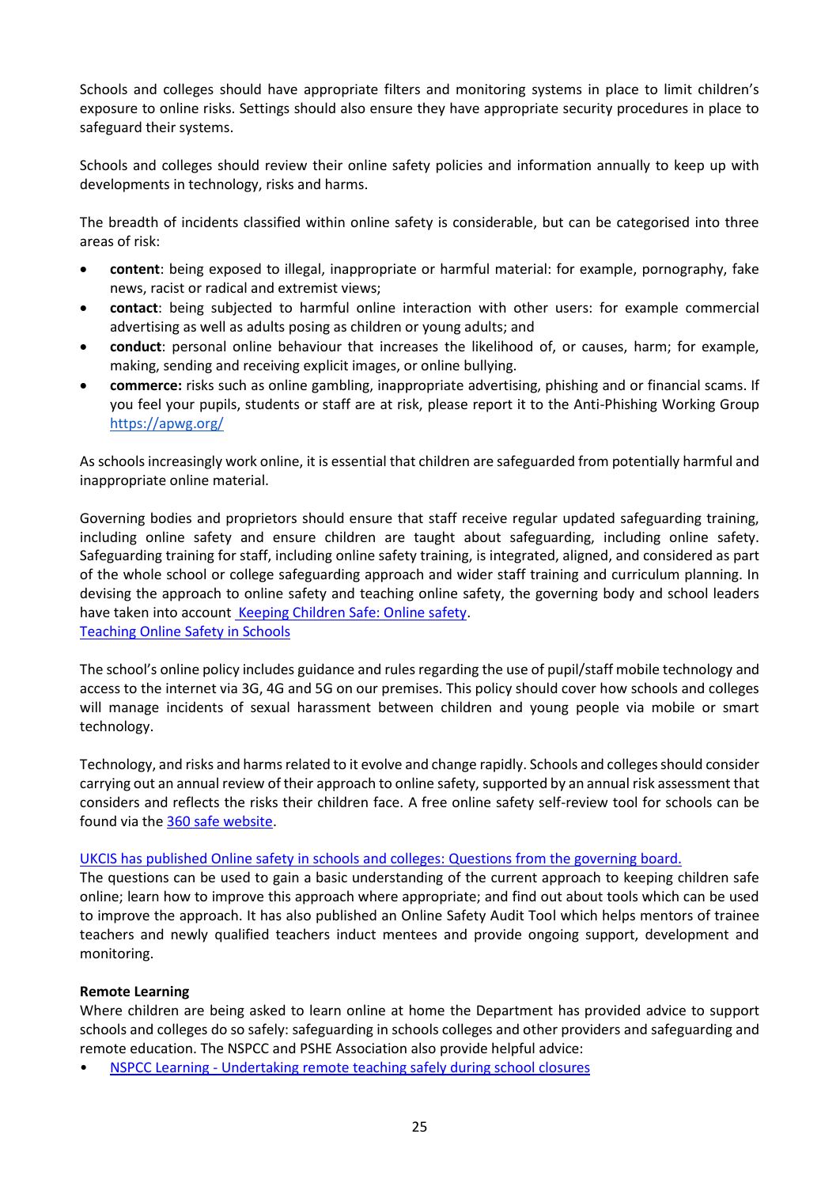Schools and colleges should have appropriate filters and monitoring systems in place to limit children's exposure to online risks. Settings should also ensure they have appropriate security procedures in place to safeguard their systems.

Schools and colleges should review their online safety policies and information annually to keep up with developments in technology, risks and harms.

The breadth of incidents classified within online safety is considerable, but can be categorised into three areas of risk:

- **content**: being exposed to illegal, inappropriate or harmful material: for example, pornography, fake news, racist or radical and extremist views;
- **contact**: being subjected to harmful online interaction with other users: for example commercial advertising as well as adults posing as children or young adults; and
- **conduct**: personal online behaviour that increases the likelihood of, or causes, harm; for example, making, sending and receiving explicit images, or online bullying.
- **commerce:** risks such as online gambling, inappropriate advertising, phishing and or financial scams. If you feel your pupils, students or staff are at risk, please report it to the Anti-Phishing Working Group [https://apwg.org/](https://apwg.org/)

As schools increasingly work online, it is essential that children are safeguarded from potentially harmful and inappropriate online material.

Governing bodies and proprietors should ensure that staff receive regular updated safeguarding training, including online safety and ensure children are taught about safeguarding, including online safety. Safeguarding training for staff, including online safety training, is integrated, aligned, and considered as part of the whole school or college safeguarding approach and wider staff training and curriculum planning. In devising the approach to online safety and teaching online safety, the governing body and school leaders have taken into account Keeping Children Safe: Online safety.
Teaching Online Safety in Schools

The school's online policy includes guidance and rules regarding the use of pupil/staff mobile technology and access to the internet via 3G, 4G and 5G on our premises. This policy should cover how schools and colleges will manage incidents of sexual harassment between children and young people via mobile or smart technology.

Technology, and risks and harms related to it evolve and change rapidly. Schools and colleges should consider carrying out an annual review of their approach to online safety, supported by an annual risk assessment that considers and reflects the risks their children face. A free online safety self-review tool for schools can be found via the 360 safe website.

UKCIS has published Online safety in schools and colleges: Questions from the governing board.
The questions can be used to gain a basic understanding of the current approach to keeping children safe online; learn how to improve this approach where appropriate; and find out about tools which can be used to improve the approach. It has also published an Online Safety Audit Tool which helps mentors of trainee teachers and newly qualified teachers induct mentees and provide ongoing support, development and monitoring.

**Remote Learning**
Where children are being asked to learn online at home the Department has provided advice to support schools and colleges do so safely: safeguarding in schools colleges and other providers and safeguarding and remote education. The NSPCC and PSHE Association also provide helpful advice:

- NSPCC Learning - Undertaking remote teaching safely during school closures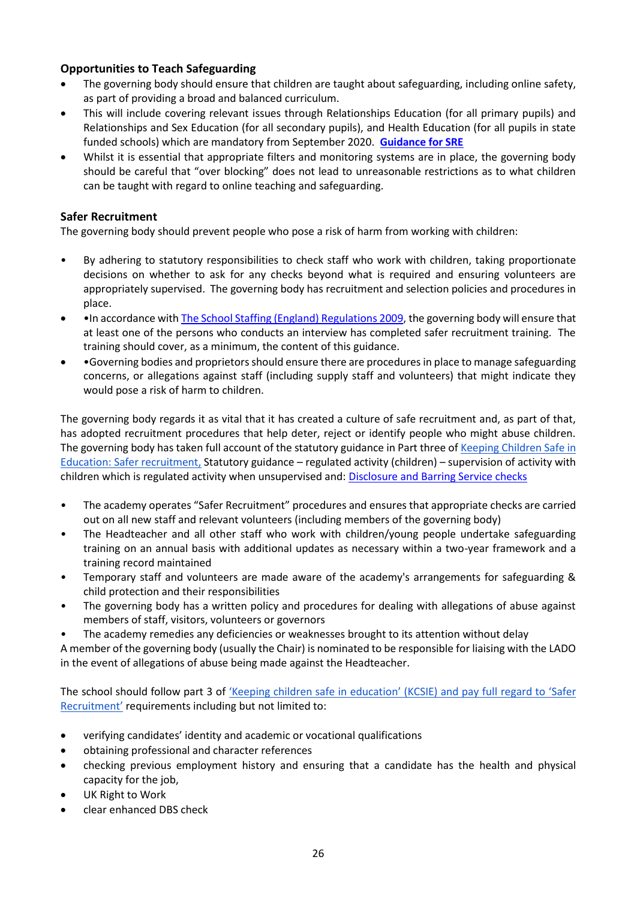### Opportunities to Teach Safeguarding

- The governing body should ensure that children are taught about safeguarding, including online safety, as part of providing a broad and balanced curriculum.
- This will include covering relevant issues through Relationships Education (for all primary pupils) and Relationships and Sex Education (for all secondary pupils), and Health Education (for all pupils in state funded schools) which are mandatory from September 2020. **Guidance for SRE**
- Whilst it is essential that appropriate filters and monitoring systems are in place, the governing body should be careful that "over blocking" does not lead to unreasonable restrictions as to what children can be taught with regard to online teaching and safeguarding.

### Safer Recruitment

The governing body should prevent people who pose a risk of harm from working with children:

- By adhering to statutory responsibilities to check staff who work with children, taking proportionate decisions on whether to ask for any checks beyond what is required and ensuring volunteers are appropriately supervised. The governing body has recruitment and selection policies and procedures in place.
- •In accordance with The School Staffing (England) Regulations 2009, the governing body will ensure that at least one of the persons who conducts an interview has completed safer recruitment training. The training should cover, as a minimum, the content of this guidance.
- •Governing bodies and proprietors should ensure there are procedures in place to manage safeguarding concerns, or allegations against staff (including supply staff and volunteers) that might indicate they would pose a risk of harm to children.

The governing body regards it as vital that it has created a culture of safe recruitment and, as part of that, has adopted recruitment procedures that help deter, reject or identify people who might abuse children. The governing body has taken full account of the statutory guidance in Part three of Keeping Children Safe in Education: Safer recruitment, Statutory guidance – regulated activity (children) – supervision of activity with children which is regulated activity when unsupervised and: Disclosure and Barring Service checks

- The academy operates "Safer Recruitment" procedures and ensures that appropriate checks are carried out on all new staff and relevant volunteers (including members of the governing body)
- The Headteacher and all other staff who work with children/young people undertake safeguarding training on an annual basis with additional updates as necessary within a two-year framework and a training record maintained
- Temporary staff and volunteers are made aware of the academy's arrangements for safeguarding & child protection and their responsibilities
- The governing body has a written policy and procedures for dealing with allegations of abuse against members of staff, visitors, volunteers or governors
- The academy remedies any deficiencies or weaknesses brought to its attention without delay

A member of the governing body (usually the Chair) is nominated to be responsible for liaising with the LADO in the event of allegations of abuse being made against the Headteacher.

The school should follow part 3 of 'Keeping children safe in education' (KCSIE) and pay full regard to 'Safer Recruitment' requirements including but not limited to:

- verifying candidates' identity and academic or vocational qualifications
- obtaining professional and character references
- checking previous employment history and ensuring that a candidate has the health and physical capacity for the job,
- UK Right to Work
- clear enhanced DBS check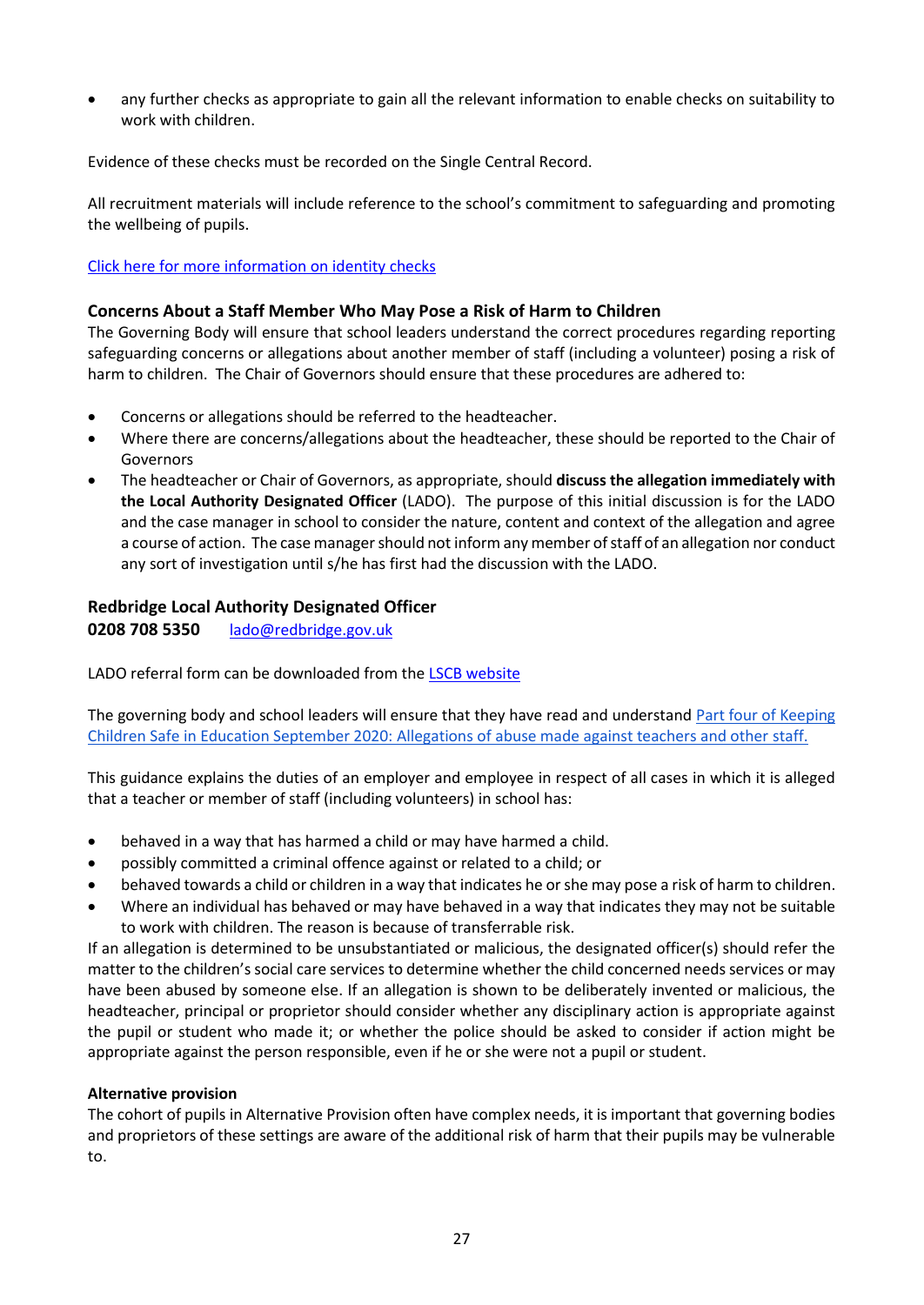- any further checks as appropriate to gain all the relevant information to enable checks on suitability to work with children.

Evidence of these checks must be recorded on the Single Central Record.

All recruitment materials will include reference to the school's commitment to safeguarding and promoting the wellbeing of pupils.

[Click here for more information on identity checks]

### Concerns About a Staff Member Who May Pose a Risk of Harm to Children

The Governing Body will ensure that school leaders understand the correct procedures regarding reporting safeguarding concerns or allegations about another member of staff (including a volunteer) posing a risk of harm to children. The Chair of Governors should ensure that these procedures are adhered to:

- Concerns or allegations should be referred to the headteacher.
- Where there are concerns/allegations about the headteacher, these should be reported to the Chair of Governors
- The headteacher or Chair of Governors, as appropriate, should **discuss the allegation immediately with the Local Authority Designated Officer** (LADO). The purpose of this initial discussion is for the LADO and the case manager in school to consider the nature, content and context of the allegation and agree a course of action. The case manager should not inform any member of staff of an allegation nor conduct any sort of investigation until s/he has first had the discussion with the LADO.

### Redbridge Local Authority Designated Officer

**0208 708 5350** lado@redbridge.gov.uk

LADO referral form can be downloaded from the [LSCB website]

The governing body and school leaders will ensure that they have read and understand [Part four of Keeping Children Safe in Education September 2020: Allegations of abuse made against teachers and other staff.]

This guidance explains the duties of an employer and employee in respect of all cases in which it is alleged that a teacher or member of staff (including volunteers) in school has:

- behaved in a way that has harmed a child or may have harmed a child.
- possibly committed a criminal offence against or related to a child; or
- behaved towards a child or children in a way that indicates he or she may pose a risk of harm to children.
- Where an individual has behaved or may have behaved in a way that indicates they may not be suitable to work with children. The reason is because of transferrable risk.

If an allegation is determined to be unsubstantiated or malicious, the designated officer(s) should refer the matter to the children's social care services to determine whether the child concerned needs services or may have been abused by someone else. If an allegation is shown to be deliberately invented or malicious, the headteacher, principal or proprietor should consider whether any disciplinary action is appropriate against the pupil or student who made it; or whether the police should be asked to consider if action might be appropriate against the person responsible, even if he or she were not a pupil or student.

**Alternative provision**

The cohort of pupils in Alternative Provision often have complex needs, it is important that governing bodies and proprietors of these settings are aware of the additional risk of harm that their pupils may be vulnerable to.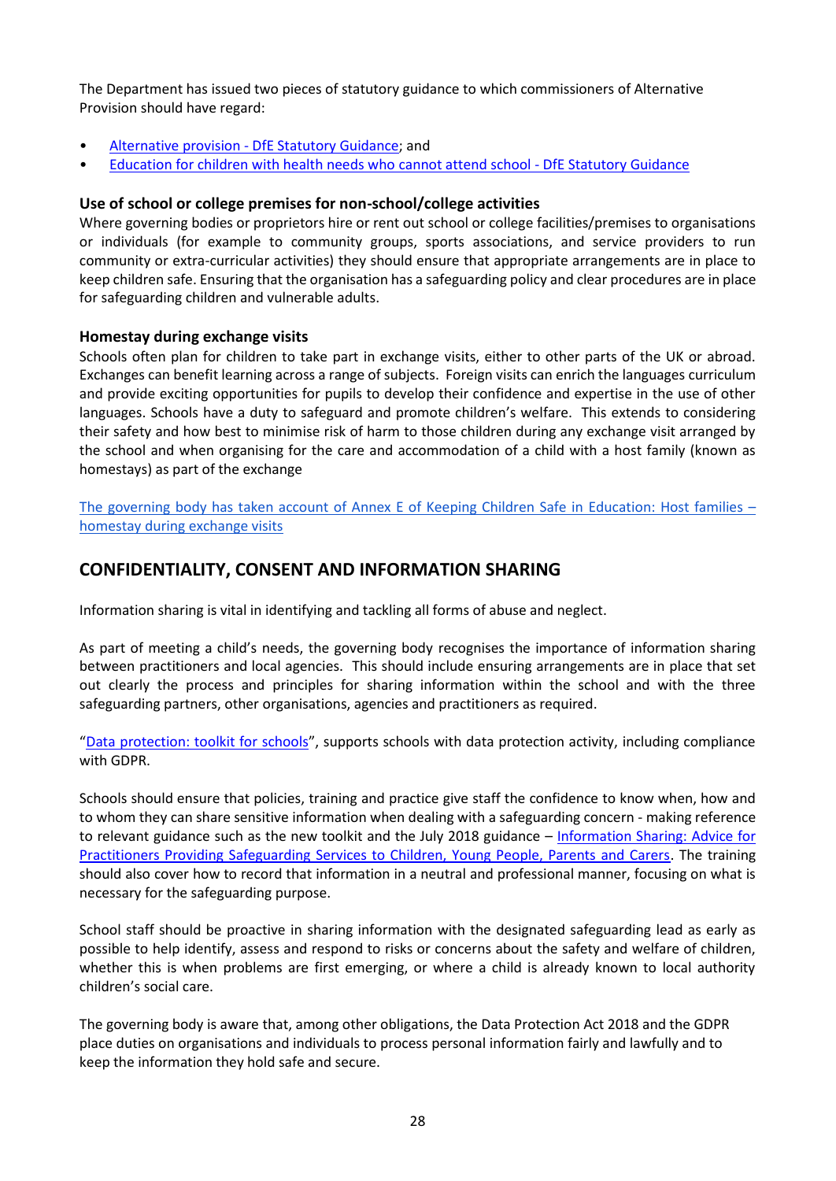The Department has issued two pieces of statutory guidance to which commissioners of Alternative Provision should have regard:

- Alternative provision - DfE Statutory Guidance; and
- Education for children with health needs who cannot attend school - DfE Statutory Guidance

### Use of school or college premises for non-school/college activities

Where governing bodies or proprietors hire or rent out school or college facilities/premises to organisations or individuals (for example to community groups, sports associations, and service providers to run community or extra-curricular activities) they should ensure that appropriate arrangements are in place to keep children safe. Ensuring that the organisation has a safeguarding policy and clear procedures are in place for safeguarding children and vulnerable adults.

### Homestay during exchange visits

Schools often plan for children to take part in exchange visits, either to other parts of the UK or abroad. Exchanges can benefit learning across a range of subjects. Foreign visits can enrich the languages curriculum and provide exciting opportunities for pupils to develop their confidence and expertise in the use of other languages. Schools have a duty to safeguard and promote children's welfare. This extends to considering their safety and how best to minimise risk of harm to those children during any exchange visit arranged by the school and when organising for the care and accommodation of a child with a host family (known as homestays) as part of the exchange

The governing body has taken account of Annex E of Keeping Children Safe in Education: Host families – homestay during exchange visits

## CONFIDENTIALITY, CONSENT AND INFORMATION SHARING

Information sharing is vital in identifying and tackling all forms of abuse and neglect.

As part of meeting a child's needs, the governing body recognises the importance of information sharing between practitioners and local agencies. This should include ensuring arrangements are in place that set out clearly the process and principles for sharing information within the school and with the three safeguarding partners, other organisations, agencies and practitioners as required.

"Data protection: toolkit for schools", supports schools with data protection activity, including compliance with GDPR.

Schools should ensure that policies, training and practice give staff the confidence to know when, how and to whom they can share sensitive information when dealing with a safeguarding concern - making reference to relevant guidance such as the new toolkit and the July 2018 guidance – Information Sharing: Advice for Practitioners Providing Safeguarding Services to Children, Young People, Parents and Carers. The training should also cover how to record that information in a neutral and professional manner, focusing on what is necessary for the safeguarding purpose.

School staff should be proactive in sharing information with the designated safeguarding lead as early as possible to help identify, assess and respond to risks or concerns about the safety and welfare of children, whether this is when problems are first emerging, or where a child is already known to local authority children's social care.

The governing body is aware that, among other obligations, the Data Protection Act 2018 and the GDPR place duties on organisations and individuals to process personal information fairly and lawfully and to keep the information they hold safe and secure.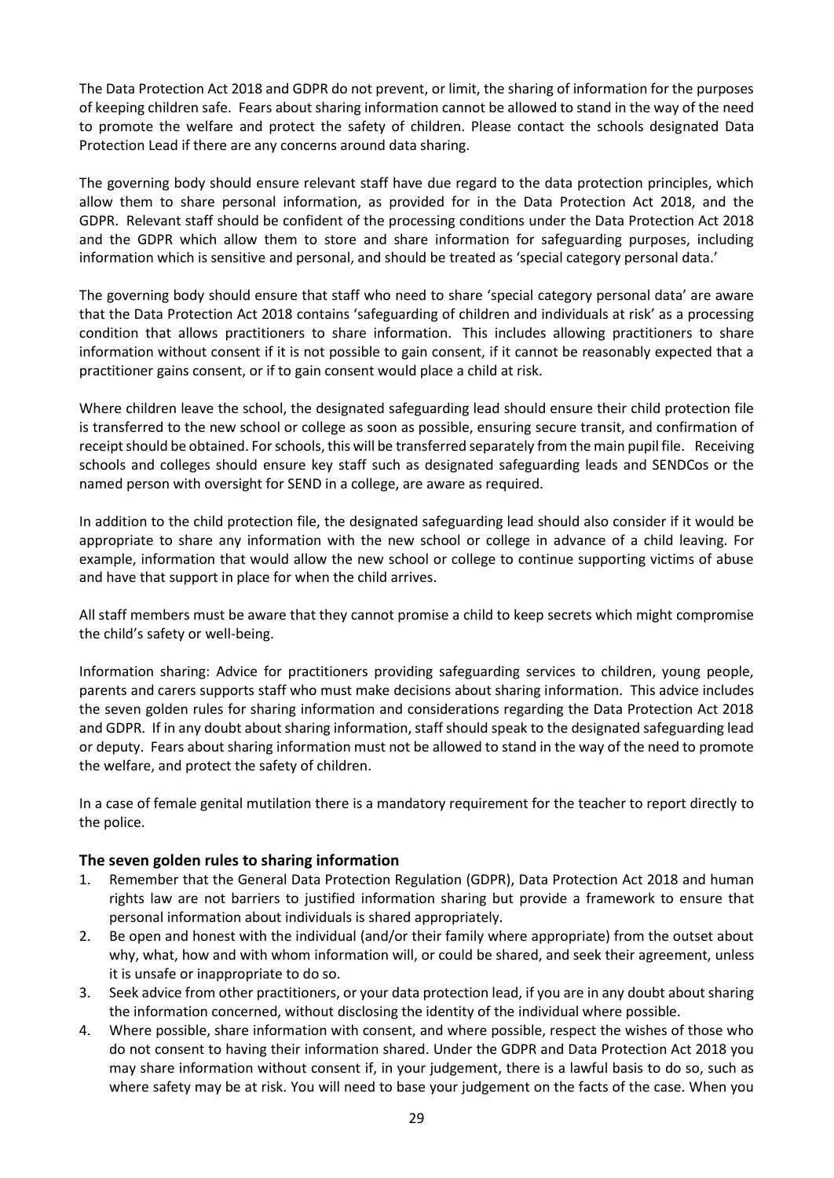The Data Protection Act 2018 and GDPR do not prevent, or limit, the sharing of information for the purposes of keeping children safe. Fears about sharing information cannot be allowed to stand in the way of the need to promote the welfare and protect the safety of children. Please contact the schools designated Data Protection Lead if there are any concerns around data sharing.

The governing body should ensure relevant staff have due regard to the data protection principles, which allow them to share personal information, as provided for in the Data Protection Act 2018, and the GDPR. Relevant staff should be confident of the processing conditions under the Data Protection Act 2018 and the GDPR which allow them to store and share information for safeguarding purposes, including information which is sensitive and personal, and should be treated as 'special category personal data.'

The governing body should ensure that staff who need to share 'special category personal data' are aware that the Data Protection Act 2018 contains 'safeguarding of children and individuals at risk' as a processing condition that allows practitioners to share information. This includes allowing practitioners to share information without consent if it is not possible to gain consent, if it cannot be reasonably expected that a practitioner gains consent, or if to gain consent would place a child at risk.

Where children leave the school, the designated safeguarding lead should ensure their child protection file is transferred to the new school or college as soon as possible, ensuring secure transit, and confirmation of receipt should be obtained. For schools, this will be transferred separately from the main pupil file. Receiving schools and colleges should ensure key staff such as designated safeguarding leads and SENDCos or the named person with oversight for SEND in a college, are aware as required.

In addition to the child protection file, the designated safeguarding lead should also consider if it would be appropriate to share any information with the new school or college in advance of a child leaving. For example, information that would allow the new school or college to continue supporting victims of abuse and have that support in place for when the child arrives.

All staff members must be aware that they cannot promise a child to keep secrets which might compromise the child's safety or well-being.

Information sharing: Advice for practitioners providing safeguarding services to children, young people, parents and carers supports staff who must make decisions about sharing information. This advice includes the seven golden rules for sharing information and considerations regarding the Data Protection Act 2018 and GDPR. If in any doubt about sharing information, staff should speak to the designated safeguarding lead or deputy. Fears about sharing information must not be allowed to stand in the way of the need to promote the welfare, and protect the safety of children.

In a case of female genital mutilation there is a mandatory requirement for the teacher to report directly to the police.

### The seven golden rules to sharing information

1. Remember that the General Data Protection Regulation (GDPR), Data Protection Act 2018 and human rights law are not barriers to justified information sharing but provide a framework to ensure that personal information about individuals is shared appropriately.
2. Be open and honest with the individual (and/or their family where appropriate) from the outset about why, what, how and with whom information will, or could be shared, and seek their agreement, unless it is unsafe or inappropriate to do so.
3. Seek advice from other practitioners, or your data protection lead, if you are in any doubt about sharing the information concerned, without disclosing the identity of the individual where possible.
4. Where possible, share information with consent, and where possible, respect the wishes of those who do not consent to having their information shared. Under the GDPR and Data Protection Act 2018 you may share information without consent if, in your judgement, there is a lawful basis to do so, such as where safety may be at risk. You will need to base your judgement on the facts of the case. When you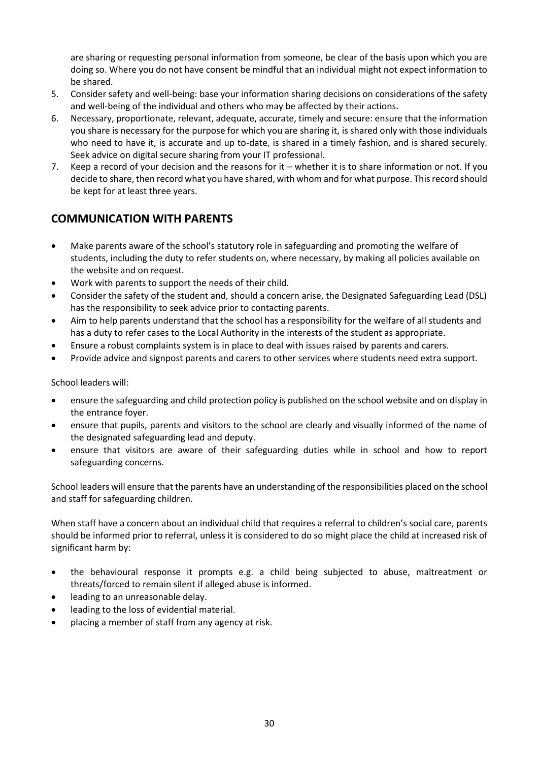are sharing or requesting personal information from someone, be clear of the basis upon which you are doing so. Where you do not have consent be mindful that an individual might not expect information to be shared.

5. Consider safety and well-being: base your information sharing decisions on considerations of the safety and well-being of the individual and others who may be affected by their actions.
6. Necessary, proportionate, relevant, adequate, accurate, timely and secure: ensure that the information you share is necessary for the purpose for which you are sharing it, is shared only with those individuals who need to have it, is accurate and up to-date, is shared in a timely fashion, and is shared securely. Seek advice on digital secure sharing from your IT professional.
7. Keep a record of your decision and the reasons for it – whether it is to share information or not. If you decide to share, then record what you have shared, with whom and for what purpose. This record should be kept for at least three years.

## COMMUNICATION WITH PARENTS

- Make parents aware of the school's statutory role in safeguarding and promoting the welfare of students, including the duty to refer students on, where necessary, by making all policies available on the website and on request.
- Work with parents to support the needs of their child.
- Consider the safety of the student and, should a concern arise, the Designated Safeguarding Lead (DSL) has the responsibility to seek advice prior to contacting parents.
- Aim to help parents understand that the school has a responsibility for the welfare of all students and has a duty to refer cases to the Local Authority in the interests of the student as appropriate.
- Ensure a robust complaints system is in place to deal with issues raised by parents and carers.
- Provide advice and signpost parents and carers to other services where students need extra support.

School leaders will:

- ensure the safeguarding and child protection policy is published on the school website and on display in the entrance foyer.
- ensure that pupils, parents and visitors to the school are clearly and visually informed of the name of the designated safeguarding lead and deputy.
- ensure that visitors are aware of their safeguarding duties while in school and how to report safeguarding concerns.

School leaders will ensure that the parents have an understanding of the responsibilities placed on the school and staff for safeguarding children.

When staff have a concern about an individual child that requires a referral to children's social care, parents should be informed prior to referral, unless it is considered to do so might place the child at increased risk of significant harm by:

- the behavioural response it prompts e.g. a child being subjected to abuse, maltreatment or threats/forced to remain silent if alleged abuse is informed.
- leading to an unreasonable delay.
- leading to the loss of evidential material.
- placing a member of staff from any agency at risk.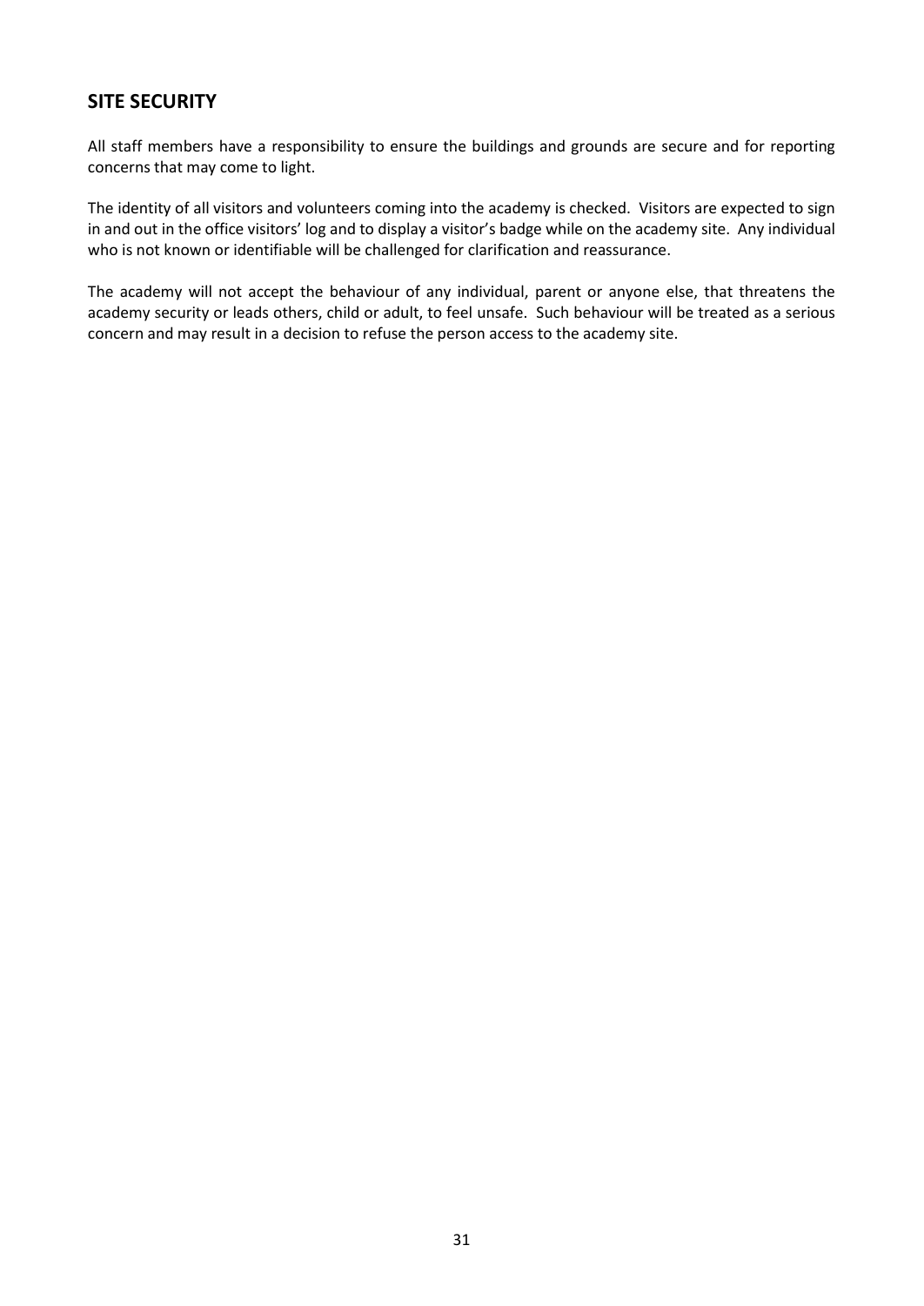## SITE SECURITY

All staff members have a responsibility to ensure the buildings and grounds are secure and for reporting concerns that may come to light.

The identity of all visitors and volunteers coming into the academy is checked. Visitors are expected to sign in and out in the office visitors' log and to display a visitor's badge while on the academy site. Any individual who is not known or identifiable will be challenged for clarification and reassurance.

The academy will not accept the behaviour of any individual, parent or anyone else, that threatens the academy security or leads others, child or adult, to feel unsafe. Such behaviour will be treated as a serious concern and may result in a decision to refuse the person access to the academy site.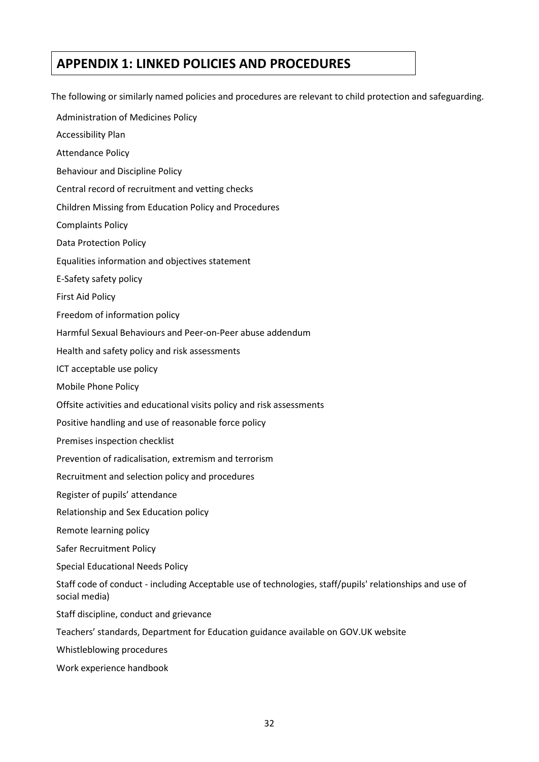# APPENDIX 1: LINKED POLICIES AND PROCEDURES

The following or similarly named policies and procedures are relevant to child protection and safeguarding.

Administration of Medicines Policy

Accessibility Plan

Attendance Policy

Behaviour and Discipline Policy

Central record of recruitment and vetting checks

Children Missing from Education Policy and Procedures

Complaints Policy

Data Protection Policy

Equalities information and objectives statement

E-Safety safety policy

First Aid Policy

Freedom of information policy

Harmful Sexual Behaviours and Peer-on-Peer abuse addendum

Health and safety policy and risk assessments

ICT acceptable use policy

Mobile Phone Policy

Offsite activities and educational visits policy and risk assessments

Positive handling and use of reasonable force policy

Premises inspection checklist

Prevention of radicalisation, extremism and terrorism

Recruitment and selection policy and procedures

Register of pupils' attendance

Relationship and Sex Education policy

Remote learning policy

Safer Recruitment Policy

Special Educational Needs Policy

Staff code of conduct - including Acceptable use of technologies, staff/pupils' relationships and use of social media)

Staff discipline, conduct and grievance

Teachers' standards, Department for Education guidance available on GOV.UK website

Whistleblowing procedures

Work experience handbook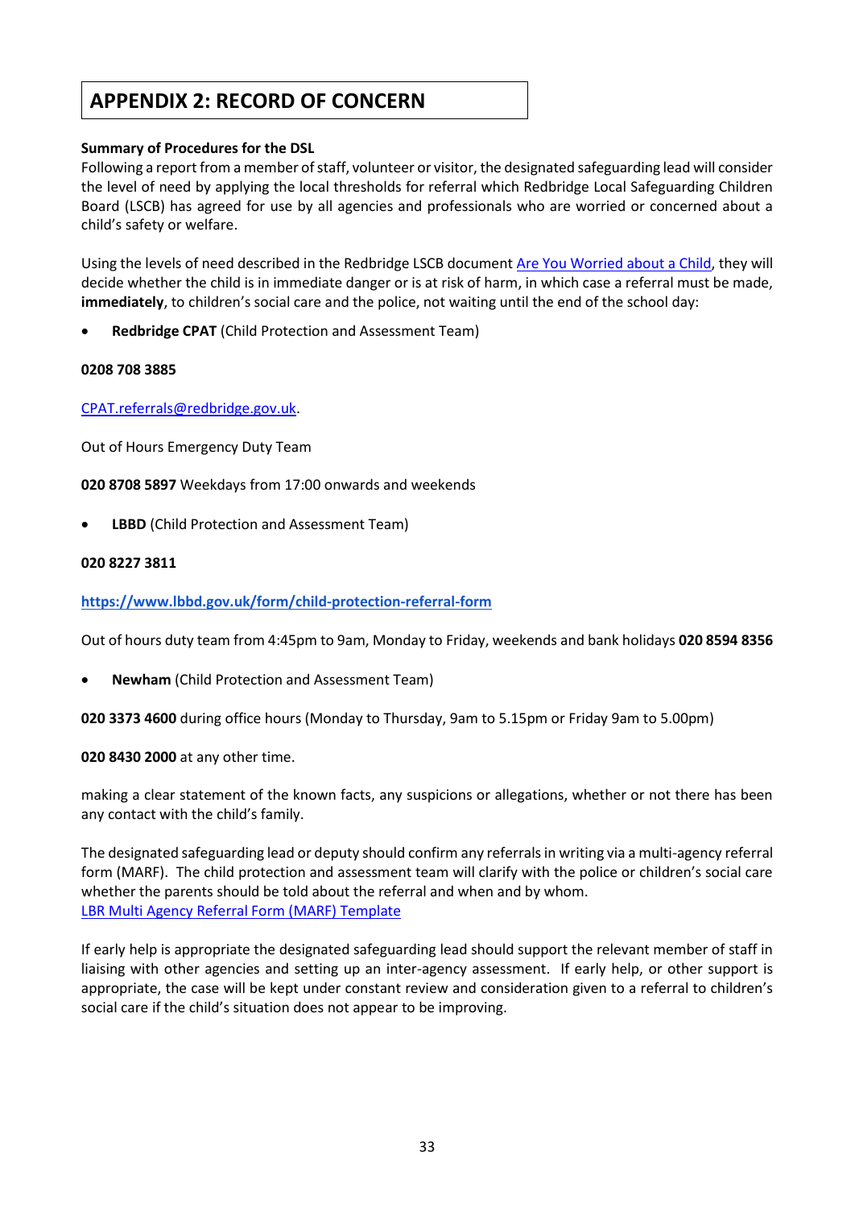# APPENDIX 2: RECORD OF CONCERN

**Summary of Procedures for the DSL**

Following a report from a member of staff, volunteer or visitor, the designated safeguarding lead will consider the level of need by applying the local thresholds for referral which Redbridge Local Safeguarding Children Board (LSCB) has agreed for use by all agencies and professionals who are worried or concerned about a child's safety or welfare.

Using the levels of need described in the Redbridge LSCB document [Are You Worried about a Child](), they will decide whether the child is in immediate danger or is at risk of harm, in which case a referral must be made, **immediately**, to children's social care and the police, not waiting until the end of the school day:

- **Redbridge CPAT** (Child Protection and Assessment Team)

**0208 708 3885**

[CPAT.referrals@redbridge.gov.uk](mailto:CPAT.referrals@redbridge.gov.uk).

Out of Hours Emergency Duty Team

**020 8708 5897** Weekdays from 17:00 onwards and weekends

- **LBBD** (Child Protection and Assessment Team)

**020 8227 3811**

**[https://www.lbbd.gov.uk/form/child-protection-referral-form](https://www.lbbd.gov.uk/form/child-protection-referral-form)**

Out of hours duty team from 4:45pm to 9am, Monday to Friday, weekends and bank holidays **020 8594 8356**

- **Newham** (Child Protection and Assessment Team)

**020 3373 4600** during office hours (Monday to Thursday, 9am to 5.15pm or Friday 9am to 5.00pm)

**020 8430 2000** at any other time.

making a clear statement of the known facts, any suspicions or allegations, whether or not there has been any contact with the child's family.

The designated safeguarding lead or deputy should confirm any referrals in writing via a multi-agency referral form (MARF). The child protection and assessment team will clarify with the police or children's social care whether the parents should be told about the referral and when and by whom.
[LBR Multi Agency Referral Form (MARF) Template]()

If early help is appropriate the designated safeguarding lead should support the relevant member of staff in liaising with other agencies and setting up an inter-agency assessment. If early help, or other support is appropriate, the case will be kept under constant review and consideration given to a referral to children's social care if the child's situation does not appear to be improving.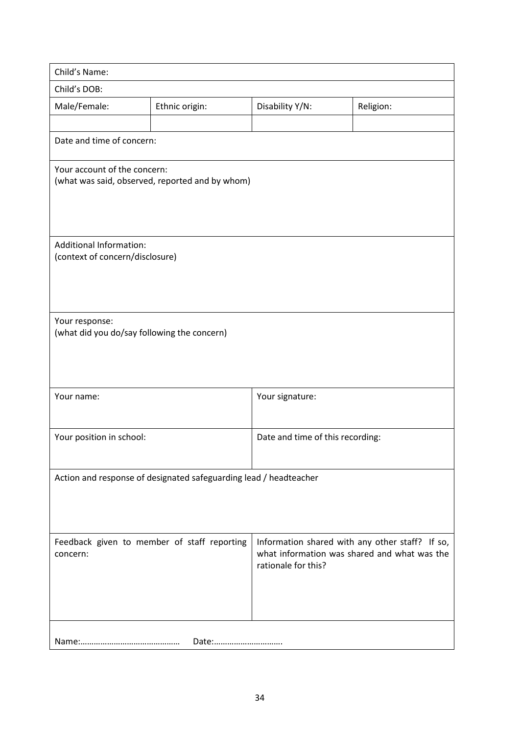| Child's Name: | | | |
|---|---|---|---|
| Child's DOB: | | | |
| Male/Female: | Ethnic origin: | Disability Y/N: | Religion: |
| | | | |
| Date and time of concern: | | | |
| Your account of the concern:<br>(what was said, observed, reported and by whom) | | | |
| Additional Information:<br>(context of concern/disclosure) | | | |
| Your response:<br>(what did you do/say following the concern) | | | |
| Your name: | | Your signature: | |
| Your position in school: | | Date and time of this recording: | |
| Action and response of designated safeguarding lead / headteacher | | | |
| Feedback given to member of staff reporting concern: | | Information shared with any other staff? If so, what information was shared and what was the rationale for this? | |
| Name:……………………………………… Date:………………………… | | | |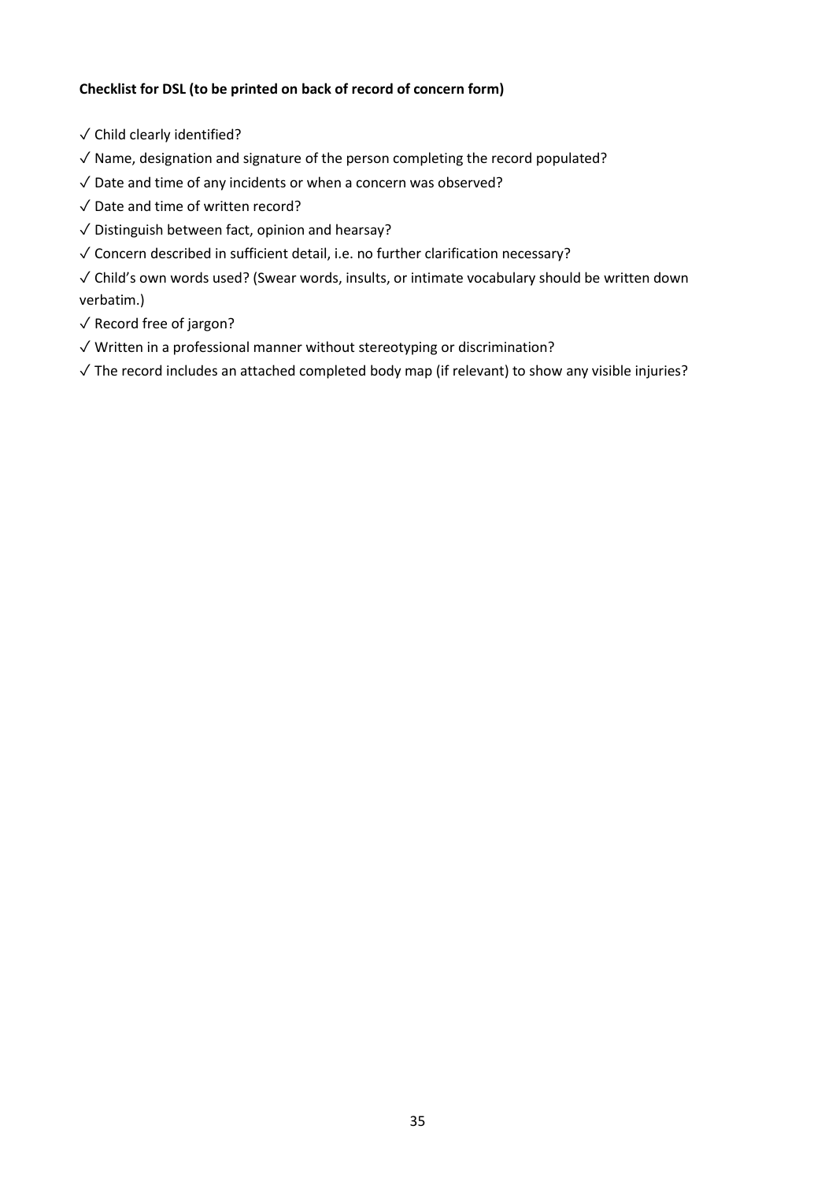**Checklist for DSL (to be printed on back of record of concern form)**

✓ Child clearly identified?

✓ Name, designation and signature of the person completing the record populated?

✓ Date and time of any incidents or when a concern was observed?

✓ Date and time of written record?

✓ Distinguish between fact, opinion and hearsay?

✓ Concern described in sufficient detail, i.e. no further clarification necessary?

✓ Child's own words used? (Swear words, insults, or intimate vocabulary should be written down verbatim.)

✓ Record free of jargon?

✓ Written in a professional manner without stereotyping or discrimination?

✓ The record includes an attached completed body map (if relevant) to show any visible injuries?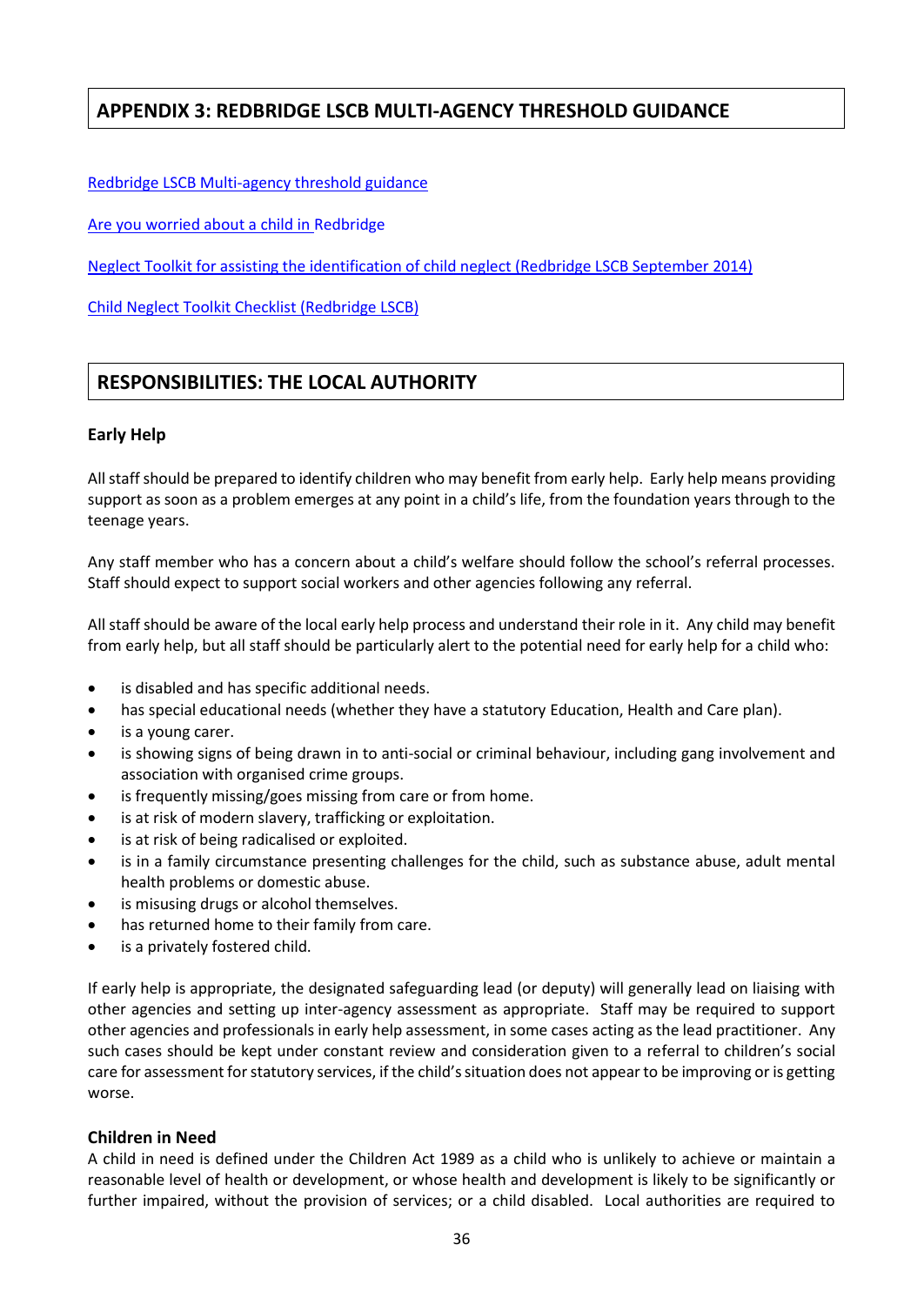## APPENDIX 3: REDBRIDGE LSCB MULTI-AGENCY THRESHOLD GUIDANCE

Redbridge LSCB Multi-agency threshold guidance

Are you worried about a child in Redbridge

Neglect Toolkit for assisting the identification of child neglect (Redbridge LSCB September 2014)

Child Neglect Toolkit Checklist (Redbridge LSCB)

## RESPONSIBILITIES: THE LOCAL AUTHORITY

### Early Help

All staff should be prepared to identify children who may benefit from early help. Early help means providing support as soon as a problem emerges at any point in a child's life, from the foundation years through to the teenage years.

Any staff member who has a concern about a child's welfare should follow the school's referral processes. Staff should expect to support social workers and other agencies following any referral.

All staff should be aware of the local early help process and understand their role in it. Any child may benefit from early help, but all staff should be particularly alert to the potential need for early help for a child who:

- is disabled and has specific additional needs.
- has special educational needs (whether they have a statutory Education, Health and Care plan).
- is a young carer.
- is showing signs of being drawn in to anti-social or criminal behaviour, including gang involvement and association with organised crime groups.
- is frequently missing/goes missing from care or from home.
- is at risk of modern slavery, trafficking or exploitation.
- is at risk of being radicalised or exploited.
- is in a family circumstance presenting challenges for the child, such as substance abuse, adult mental health problems or domestic abuse.
- is misusing drugs or alcohol themselves.
- has returned home to their family from care.
- is a privately fostered child.

If early help is appropriate, the designated safeguarding lead (or deputy) will generally lead on liaising with other agencies and setting up inter-agency assessment as appropriate. Staff may be required to support other agencies and professionals in early help assessment, in some cases acting as the lead practitioner. Any such cases should be kept under constant review and consideration given to a referral to children's social care for assessment for statutory services, if the child's situation does not appear to be improving or is getting worse.

### Children in Need

A child in need is defined under the Children Act 1989 as a child who is unlikely to achieve or maintain a reasonable level of health or development, or whose health and development is likely to be significantly or further impaired, without the provision of services; or a child disabled. Local authorities are required to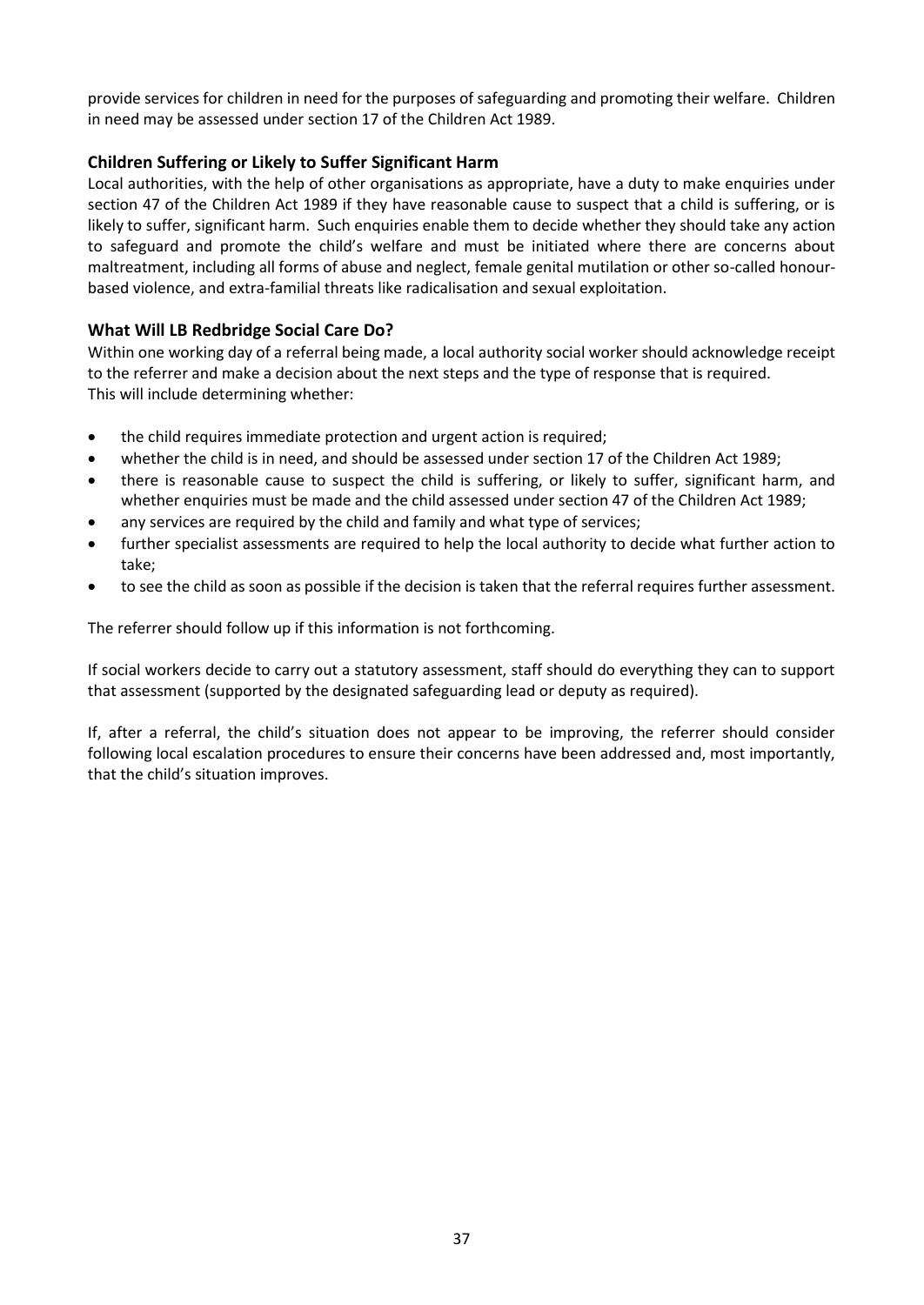provide services for children in need for the purposes of safeguarding and promoting their welfare. Children in need may be assessed under section 17 of the Children Act 1989.

### Children Suffering or Likely to Suffer Significant Harm

Local authorities, with the help of other organisations as appropriate, have a duty to make enquiries under section 47 of the Children Act 1989 if they have reasonable cause to suspect that a child is suffering, or is likely to suffer, significant harm. Such enquiries enable them to decide whether they should take any action to safeguard and promote the child's welfare and must be initiated where there are concerns about maltreatment, including all forms of abuse and neglect, female genital mutilation or other so-called honour-based violence, and extra-familial threats like radicalisation and sexual exploitation.

### What Will LB Redbridge Social Care Do?

Within one working day of a referral being made, a local authority social worker should acknowledge receipt to the referrer and make a decision about the next steps and the type of response that is required.
This will include determining whether:

- the child requires immediate protection and urgent action is required;
- whether the child is in need, and should be assessed under section 17 of the Children Act 1989;
- there is reasonable cause to suspect the child is suffering, or likely to suffer, significant harm, and whether enquiries must be made and the child assessed under section 47 of the Children Act 1989;
- any services are required by the child and family and what type of services;
- further specialist assessments are required to help the local authority to decide what further action to take;
- to see the child as soon as possible if the decision is taken that the referral requires further assessment.

The referrer should follow up if this information is not forthcoming.

If social workers decide to carry out a statutory assessment, staff should do everything they can to support that assessment (supported by the designated safeguarding lead or deputy as required).

If, after a referral, the child's situation does not appear to be improving, the referrer should consider following local escalation procedures to ensure their concerns have been addressed and, most importantly, that the child's situation improves.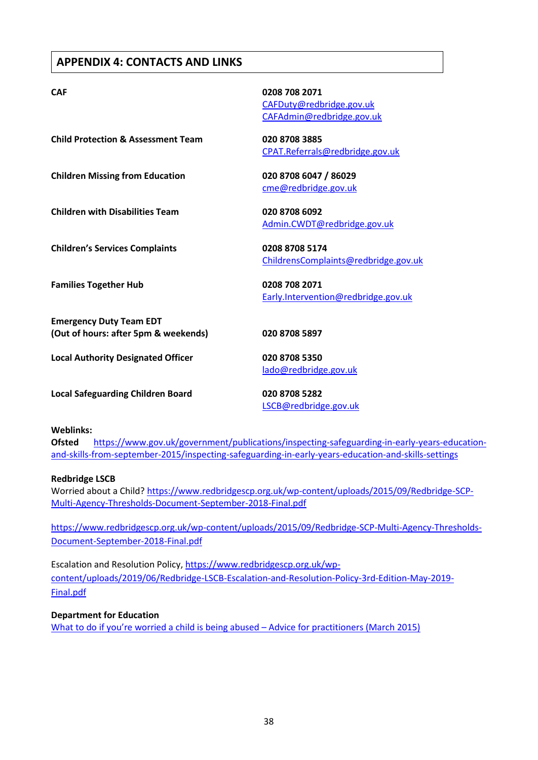## APPENDIX 4: CONTACTS AND LINKS

| | |
|---|---|
| **CAF** | **0208 708 2071**<br>CAFDuty@redbridge.gov.uk<br>CAFAdmin@redbridge.gov.uk |
| **Child Protection & Assessment Team** | **020 8708 3885**<br>CPAT.Referrals@redbridge.gov.uk |
| **Children Missing from Education** | **020 8708 6047 / 86029**<br>cme@redbridge.gov.uk |
| **Children with Disabilities Team** | **020 8708 6092**<br>Admin.CWDT@redbridge.gov.uk |
| **Children's Services Complaints** | **0208 8708 5174**<br>ChildrensComplaints@redbridge.gov.uk |
| **Families Together Hub** | **0208 708 2071**<br>Early.Intervention@redbridge.gov.uk |
| **Emergency Duty Team EDT**<br>**(Out of hours: after 5pm & weekends)** | **020 8708 5897** |
| **Local Authority Designated Officer** | **020 8708 5350**<br>lado@redbridge.gov.uk |
| **Local Safeguarding Children Board** | **020 8708 5282**<br>LSCB@redbridge.gov.uk |

**Weblinks:**
**Ofsted** https://www.gov.uk/government/publications/inspecting-safeguarding-in-early-years-education-and-skills-from-september-2015/inspecting-safeguarding-in-early-years-education-and-skills-settings

**Redbridge LSCB**
Worried about a Child? https://www.redbridgescp.org.uk/wp-content/uploads/2015/09/Redbridge-SCP-Multi-Agency-Thresholds-Document-September-2018-Final.pdf

https://www.redbridgescp.org.uk/wp-content/uploads/2015/09/Redbridge-SCP-Multi-Agency-Thresholds-Document-September-2018-Final.pdf

Escalation and Resolution Policy, https://www.redbridgescp.org.uk/wp-content/uploads/2019/06/Redbridge-LSCB-Escalation-and-Resolution-Policy-3rd-Edition-May-2019-Final.pdf

**Department for Education**
What to do if you're worried a child is being abused – Advice for practitioners (March 2015)